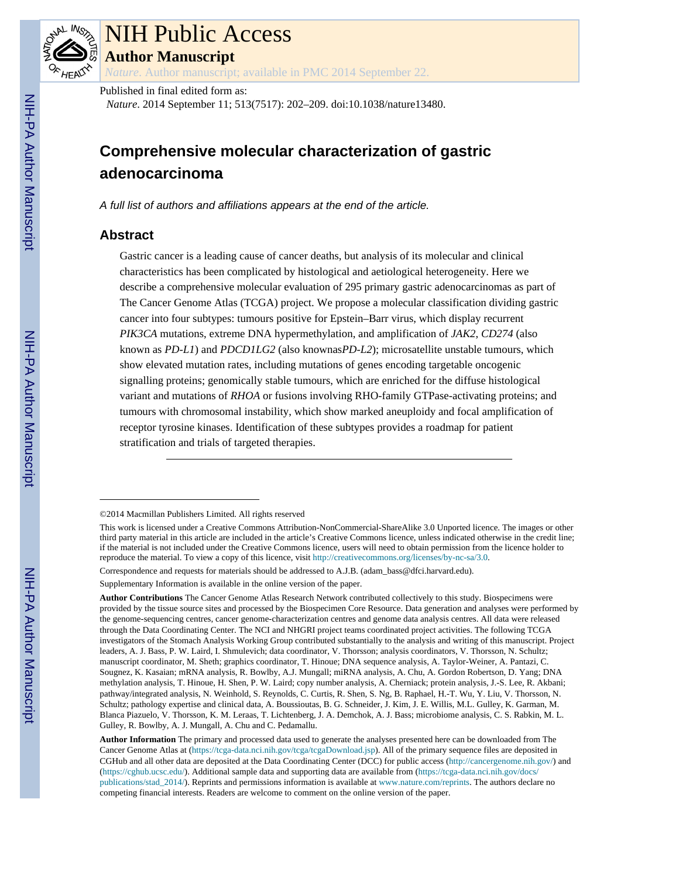# NIH Public Access

## Author Manuscript

*Nature*. Author manuscript; available in PMC 2014 September 22.

Published in final edited form as:

*Nature*. 2014 September 11; 513(7517): 202–209. doi:10.1038/nature13480.

# Comprehensive molecular characterization of gastric adenocarcinoma

*A full list of authors and affiliations appears at the end of the article.*

## Abstract

Gastric cancer is a leading cause of cancer deaths, but analysis of its molecular and clinical characteristics has been complicated by histological and aetiological heterogeneity. Here we describe a comprehensive molecular evaluation of 295 primary gastric adenocarcinomas as part of The Cancer Genome Atlas (TCGA) project. We propose a molecular classification dividing gastric cancer into four subtypes: tumours positive for Epstein–Barr virus, which display recurrent *PIK3CA* mutations, extreme DNA hypermethylation, and amplification of *JAK2*, *CD274* (also known as *PD-L1*) and *PDCD1LG2* (also knownas*PD-L2*); microsatellite unstable tumours, which show elevated mutation rates, including mutations of genes encoding targetable oncogenic signalling proteins; genomically stable tumours, which are enriched for the diffuse histological variant and mutations of *RHOA* or fusions involving RHO-family GTPase-activating proteins; and tumours with chromosomal instability, which show marked aneuploidy and focal amplification of receptor tyrosine kinases. Identification of these subtypes provides a roadmap for patient stratification and trials of targeted therapies.

---

©2014 Macmillan Publishers Limited. All rights reserved

This work is licensed under a Creative Commons Attribution-NonCommercial-ShareAlike 3.0 Unported licence. The images or other third party material in this article are included in the article's Creative Commons licence, unless indicated otherwise in the credit line; if the material is not included under the Creative Commons licence, users will need to obtain permission from the licence holder to reproduce the material. To view a copy of this licence, visit http://creativecommons.org/licenses/by-nc-sa/3.0.

Correspondence and requests for materials should be addressed to A.J.B. (adam_bass@dfci.harvard.edu).

Supplementary Information is available in the online version of the paper.

**Author Contributions** The Cancer Genome Atlas Research Network contributed collectively to this study. Biospecimens were provided by the tissue source sites and processed by the Biospecimen Core Resource. Data generation and analyses were performed by the genome-sequencing centres, cancer genome-characterization centres and genome data analysis centres. All data were released through the Data Coordinating Center. The NCI and NHGRI project teams coordinated project activities. The following TCGA investigators of the Stomach Analysis Working Group contributed substantially to the analysis and writing of this manuscript. Project leaders, A. J. Bass, P. W. Laird, I. Shmulevich; data coordinator, V. Thorsson; analysis coordinators, V. Thorsson, N. Schultz; manuscript coordinator, M. Sheth; graphics coordinator, T. Hinoue; DNA sequence analysis, A. Taylor-Weiner, A. Pantazi, C. Sougnez, K. Kasaian; mRNA analysis, R. Bowlby, A.J. Mungall; miRNA analysis, A. Chu, A. Gordon Robertson, D. Yang; DNA methylation analysis, T. Hinoue, H. Shen, P. W. Laird; copy number analysis, A. Cherniack; protein analysis, J.-S. Lee, R. Akbani; pathway/integrated analysis, N. Weinhold, S. Reynolds, C. Curtis, R. Shen, S. Ng, B. Raphael, H.-T. Wu, Y. Liu, V. Thorsson, N. Schultz; pathology expertise and clinical data, A. Boussioutas, B. G. Schneider, J. Kim, J. E. Willis, M.L. Gulley, K. Garman, M. Blanca Piazuelo, V. Thorsson, K. M. Leraas, T. Lichtenberg, J. A. Demchok, A. J. Bass; microbiome analysis, C. S. Rabkin, M. L. Gulley, R. Bowlby, A. J. Mungall, A. Chu and C. Pedamallu.

**Author Information** The primary and processed data used to generate the analyses presented here can be downloaded from The Cancer Genome Atlas at (https://tcga-data.nci.nih.gov/tcga/tcgaDownload.jsp). All of the primary sequence files are deposited in CGHub and all other data are deposited at the Data Coordinating Center (DCC) for public access (http://cancergenome.nih.gov/) and (https://cghub.ucsc.edu/). Additional sample data and supporting data are available from (https://tcga-data.nci.nih.gov/docs/publications/stad_2014/). Reprints and permissions information is available at www.nature.com/reprints. The authors declare no competing financial interests. Readers are welcome to comment on the online version of the paper.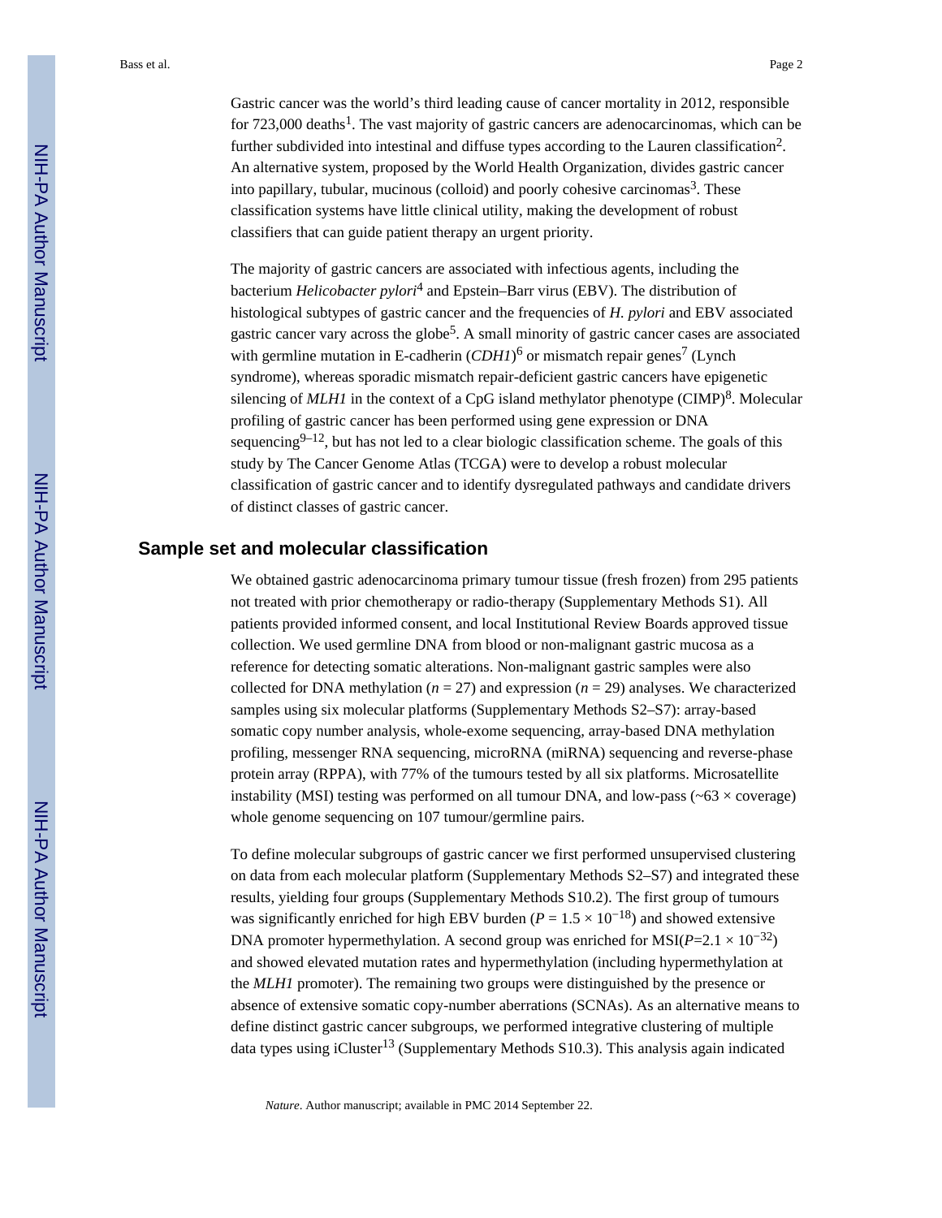Gastric cancer was the world's third leading cause of cancer mortality in 2012, responsible for 723,000 deaths[1]. The vast majority of gastric cancers are adenocarcinomas, which can be further subdivided into intestinal and diffuse types according to the Lauren classification[2]. An alternative system, proposed by the World Health Organization, divides gastric cancer into papillary, tubular, mucinous (colloid) and poorly cohesive carcinomas[3]. These classification systems have little clinical utility, making the development of robust classifiers that can guide patient therapy an urgent priority.

The majority of gastric cancers are associated with infectious agents, including the bacterium *Helicobacter pylori*[4] and Epstein–Barr virus (EBV). The distribution of histological subtypes of gastric cancer and the frequencies of *H. pylori* and EBV associated gastric cancer vary across the globe[5]. A small minority of gastric cancer cases are associated with germline mutation in E-cadherin (*CDH1*)[6] or mismatch repair genes[7] (Lynch syndrome), whereas sporadic mismatch repair-deficient gastric cancers have epigenetic silencing of *MLH1* in the context of a CpG island methylator phenotype (CIMP)[8]. Molecular profiling of gastric cancer has been performed using gene expression or DNA sequencing[9–12], but has not led to a clear biologic classification scheme. The goals of this study by The Cancer Genome Atlas (TCGA) were to develop a robust molecular classification of gastric cancer and to identify dysregulated pathways and candidate drivers of distinct classes of gastric cancer.

## Sample set and molecular classification

We obtained gastric adenocarcinoma primary tumour tissue (fresh frozen) from 295 patients not treated with prior chemotherapy or radio-therapy (Supplementary Methods S1). All patients provided informed consent, and local Institutional Review Boards approved tissue collection. We used germline DNA from blood or non-malignant gastric mucosa as a reference for detecting somatic alterations. Non-malignant gastric samples were also collected for DNA methylation ($n = 27$) and expression ($n = 29$) analyses. We characterized samples using six molecular platforms (Supplementary Methods S2–S7): array-based somatic copy number analysis, whole-exome sequencing, array-based DNA methylation profiling, messenger RNA sequencing, microRNA (miRNA) sequencing and reverse-phase protein array (RPPA), with 77% of the tumours tested by all six platforms. Microsatellite instability (MSI) testing was performed on all tumour DNA, and low-pass (~63 × coverage) whole genome sequencing on 107 tumour/germline pairs.

To define molecular subgroups of gastric cancer we first performed unsupervised clustering on data from each molecular platform (Supplementary Methods S2–S7) and integrated these results, yielding four groups (Supplementary Methods S10.2). The first group of tumours was significantly enriched for high EBV burden ($P = 1.5 \times 10^{-18}$) and showed extensive DNA promoter hypermethylation. A second group was enriched for MSI($P=2.1 \times 10^{-32}$) and showed elevated mutation rates and hypermethylation (including hypermethylation at the *MLH1* promoter). The remaining two groups were distinguished by the presence or absence of extensive somatic copy-number aberrations (SCNAs). As an alternative means to define distinct gastric cancer subgroups, we performed integrative clustering of multiple data types using iCluster[13] (Supplementary Methods S10.3). This analysis again indicated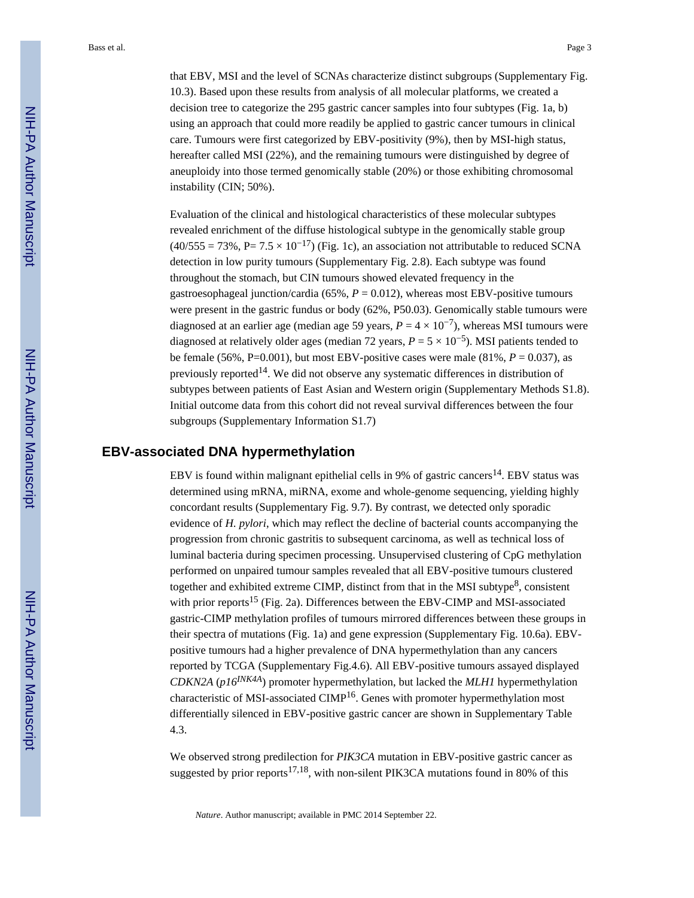that EBV, MSI and the level of SCNAs characterize distinct subgroups (Supplementary Fig. 10.3). Based upon these results from analysis of all molecular platforms, we created a decision tree to categorize the 295 gastric cancer samples into four subtypes (Fig. 1a, b) using an approach that could more readily be applied to gastric cancer tumours in clinical care. Tumours were first categorized by EBV-positivity (9%), then by MSI-high status, hereafter called MSI (22%), and the remaining tumours were distinguished by degree of aneuploidy into those termed genomically stable (20%) or those exhibiting chromosomal instability (CIN; 50%).

Evaluation of the clinical and histological characteristics of these molecular subtypes revealed enrichment of the diffuse histological subtype in the genomically stable group (40/555 = 73%, P= $7.5 \times 10^{-17}$) (Fig. 1c), an association not attributable to reduced SCNA detection in low purity tumours (Supplementary Fig. 2.8). Each subtype was found throughout the stomach, but CIN tumours showed elevated frequency in the gastroesophageal junction/cardia (65%, $P = 0.012$), whereas most EBV-positive tumours were present in the gastric fundus or body (62%, P50.03). Genomically stable tumours were diagnosed at an earlier age (median age 59 years, $P = 4 \times 10^{-7}$), whereas MSI tumours were diagnosed at relatively older ages (median 72 years, $P = 5 \times 10^{-5}$). MSI patients tended to be female (56%, P=0.001), but most EBV-positive cases were male (81%, $P = 0.037$), as previously reported[14]. We did not observe any systematic differences in distribution of subtypes between patients of East Asian and Western origin (Supplementary Methods S1.8). Initial outcome data from this cohort did not reveal survival differences between the four subgroups (Supplementary Information S1.7)

## EBV-associated DNA hypermethylation

EBV is found within malignant epithelial cells in 9% of gastric cancers[14]. EBV status was determined using mRNA, miRNA, exome and whole-genome sequencing, yielding highly concordant results (Supplementary Fig. 9.7). By contrast, we detected only sporadic evidence of *H. pylori*, which may reflect the decline of bacterial counts accompanying the progression from chronic gastritis to subsequent carcinoma, as well as technical loss of luminal bacteria during specimen processing. Unsupervised clustering of CpG methylation performed on unpaired tumour samples revealed that all EBV-positive tumours clustered together and exhibited extreme CIMP, distinct from that in the MSI subtype[8], consistent with prior reports[15] (Fig. 2a). Differences between the EBV-CIMP and MSI-associated gastric-CIMP methylation profiles of tumours mirrored differences between these groups in their spectra of mutations (Fig. 1a) and gene expression (Supplementary Fig. 10.6a). EBV-positive tumours had a higher prevalence of DNA hypermethylation than any cancers reported by TCGA (Supplementary Fig.4.6). All EBV-positive tumours assayed displayed *CDKN2A* (*p16$^{INK4A}$*) promoter hypermethylation, but lacked the *MLH1* hypermethylation characteristic of MSI-associated CIMP[16]. Genes with promoter hypermethylation most differentially silenced in EBV-positive gastric cancer are shown in Supplementary Table 4.3.

We observed strong predilection for *PIK3CA* mutation in EBV-positive gastric cancer as suggested by prior reports[17,18], with non-silent PIK3CA mutations found in 80% of this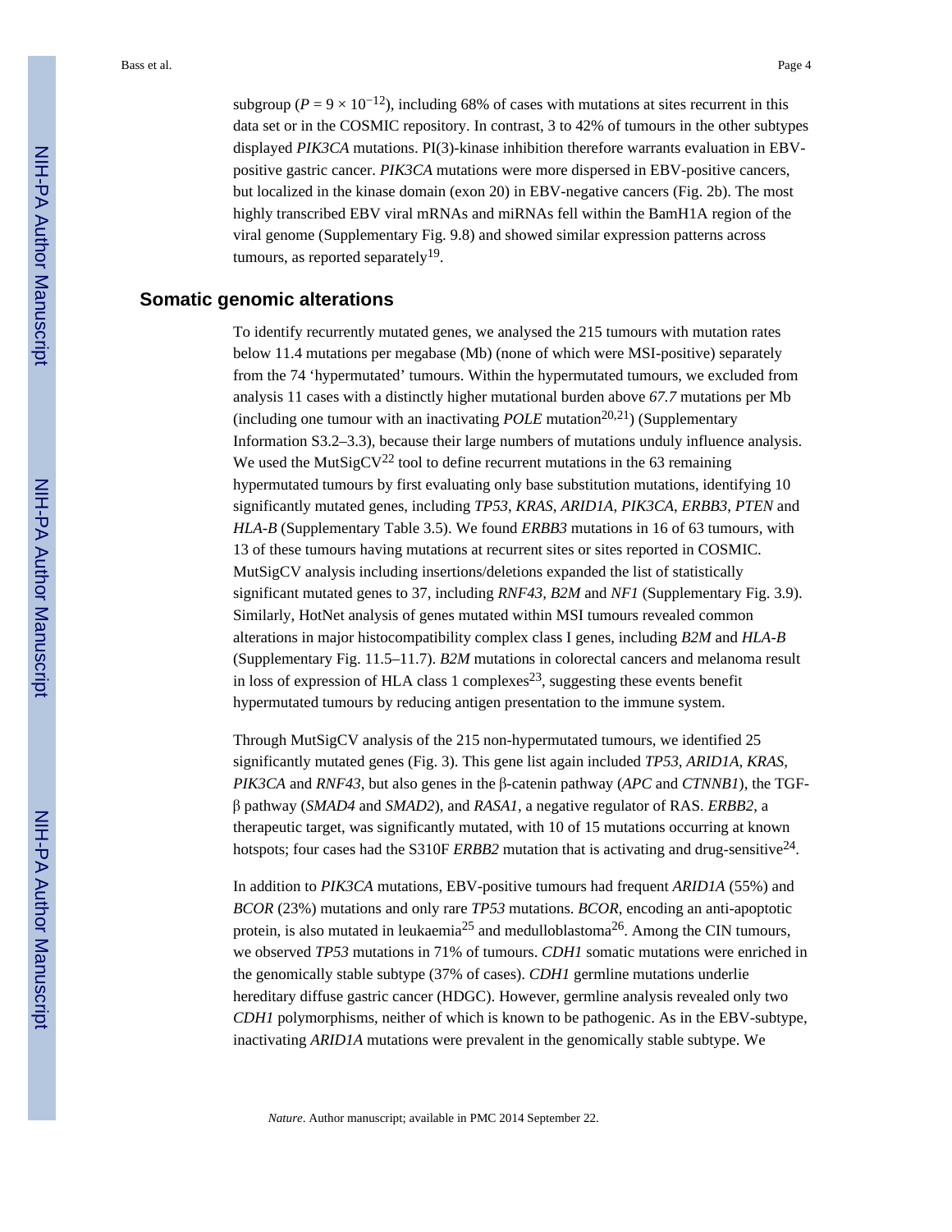subgroup ($P = 9 \times 10^{-12}$), including 68% of cases with mutations at sites recurrent in this data set or in the COSMIC repository. In contrast, 3 to 42% of tumours in the other subtypes displayed *PIK3CA* mutations. PI(3)-kinase inhibition therefore warrants evaluation in EBV-positive gastric cancer. *PIK3CA* mutations were more dispersed in EBV-positive cancers, but localized in the kinase domain (exon 20) in EBV-negative cancers (Fig. 2b). The most highly transcribed EBV viral mRNAs and miRNAs fell within the BamH1A region of the viral genome (Supplementary Fig. 9.8) and showed similar expression patterns across tumours, as reported separately[19].

## Somatic genomic alterations

To identify recurrently mutated genes, we analysed the 215 tumours with mutation rates below 11.4 mutations per megabase (Mb) (none of which were MSI-positive) separately from the 74 'hypermutated' tumours. Within the hypermutated tumours, we excluded from analysis 11 cases with a distinctly higher mutational burden above *67.7* mutations per Mb (including one tumour with an inactivating *POLE* mutation[20,21]) (Supplementary Information S3.2–3.3), because their large numbers of mutations unduly influence analysis. We used the MutSigCV[22] tool to define recurrent mutations in the 63 remaining hypermutated tumours by first evaluating only base substitution mutations, identifying 10 significantly mutated genes, including *TP53*, *KRAS*, *ARID1A*, *PIK3CA*, *ERBB3*, *PTEN* and *HLA-B* (Supplementary Table 3.5). We found *ERBB3* mutations in 16 of 63 tumours, with 13 of these tumours having mutations at recurrent sites or sites reported in COSMIC. MutSigCV analysis including insertions/deletions expanded the list of statistically significant mutated genes to 37, including *RNF43*, *B2M* and *NF1* (Supplementary Fig. 3.9). Similarly, HotNet analysis of genes mutated within MSI tumours revealed common alterations in major histocompatibility complex class I genes, including *B2M* and *HLA-B* (Supplementary Fig. 11.5–11.7). *B2M* mutations in colorectal cancers and melanoma result in loss of expression of HLA class 1 complexes[23], suggesting these events benefit hypermutated tumours by reducing antigen presentation to the immune system.

Through MutSigCV analysis of the 215 non-hypermutated tumours, we identified 25 significantly mutated genes (Fig. 3). This gene list again included *TP53*, *ARID1A*, *KRAS*, *PIK3CA* and *RNF43*, but also genes in the β-catenin pathway (*APC* and *CTNNB1*), the TGF-β pathway (*SMAD4* and *SMAD2*), and *RASA1*, a negative regulator of RAS. *ERBB2*, a therapeutic target, was significantly mutated, with 10 of 15 mutations occurring at known hotspots; four cases had the S310F *ERBB2* mutation that is activating and drug-sensitive[24].

In addition to *PIK3CA* mutations, EBV-positive tumours had frequent *ARID1A* (55%) and *BCOR* (23%) mutations and only rare *TP53* mutations. *BCOR*, encoding an anti-apoptotic protein, is also mutated in leukaemia[25] and medulloblastoma[26]. Among the CIN tumours, we observed *TP53* mutations in 71% of tumours. *CDH1* somatic mutations were enriched in the genomically stable subtype (37% of cases). *CDH1* germline mutations underlie hereditary diffuse gastric cancer (HDGC). However, germline analysis revealed only two *CDH1* polymorphisms, neither of which is known to be pathogenic. As in the EBV-subtype, inactivating *ARID1A* mutations were prevalent in the genomically stable subtype. We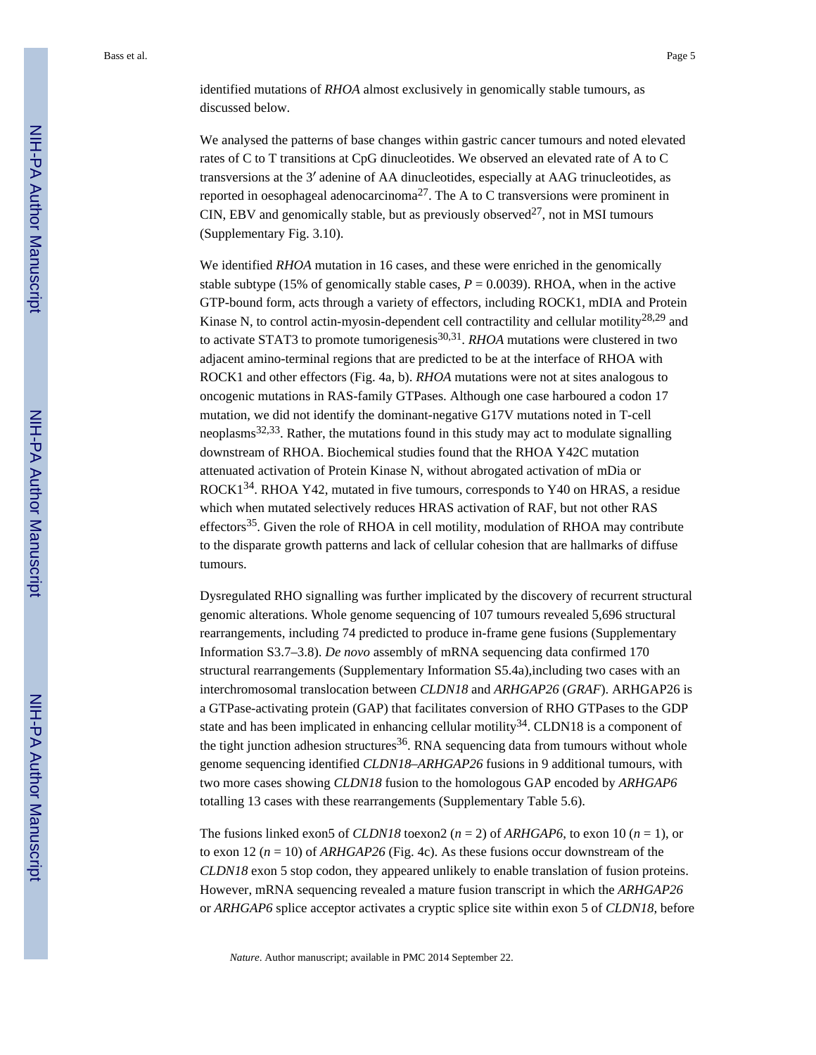identified mutations of *RHOA* almost exclusively in genomically stable tumours, as discussed below.

We analysed the patterns of base changes within gastric cancer tumours and noted elevated rates of C to T transitions at CpG dinucleotides. We observed an elevated rate of A to C transversions at the 3′ adenine of AA dinucleotides, especially at AAG trinucleotides, as reported in oesophageal adenocarcinoma[27]. The A to C transversions were prominent in CIN, EBV and genomically stable, but as previously observed[27], not in MSI tumours (Supplementary Fig. 3.10).

We identified *RHOA* mutation in 16 cases, and these were enriched in the genomically stable subtype (15% of genomically stable cases, $P = 0.0039$). RHOA, when in the active GTP-bound form, acts through a variety of effectors, including ROCK1, mDIA and Protein Kinase N, to control actin-myosin-dependent cell contractility and cellular motility[28,29] and to activate STAT3 to promote tumorigenesis[30,31]. *RHOA* mutations were clustered in two adjacent amino-terminal regions that are predicted to be at the interface of RHOA with ROCK1 and other effectors (Fig. 4a, b). *RHOA* mutations were not at sites analogous to oncogenic mutations in RAS-family GTPases. Although one case harboured a codon 17 mutation, we did not identify the dominant-negative G17V mutations noted in T-cell neoplasms[32,33]. Rather, the mutations found in this study may act to modulate signalling downstream of RHOA. Biochemical studies found that the RHOA Y42C mutation attenuated activation of Protein Kinase N, without abrogated activation of mDia or ROCK1[34]. RHOA Y42, mutated in five tumours, corresponds to Y40 on HRAS, a residue which when mutated selectively reduces HRAS activation of RAF, but not other RAS effectors[35]. Given the role of RHOA in cell motility, modulation of RHOA may contribute to the disparate growth patterns and lack of cellular cohesion that are hallmarks of diffuse tumours.

Dysregulated RHO signalling was further implicated by the discovery of recurrent structural genomic alterations. Whole genome sequencing of 107 tumours revealed 5,696 structural rearrangements, including 74 predicted to produce in-frame gene fusions (Supplementary Information S3.7–3.8). *De novo* assembly of mRNA sequencing data confirmed 170 structural rearrangements (Supplementary Information S5.4a),including two cases with an interchromosomal translocation between *CLDN18* and *ARHGAP26* (*GRAF*). ARHGAP26 is a GTPase-activating protein (GAP) that facilitates conversion of RHO GTPases to the GDP state and has been implicated in enhancing cellular motility[34]. CLDN18 is a component of the tight junction adhesion structures[36]. RNA sequencing data from tumours without whole genome sequencing identified *CLDN18–ARHGAP26* fusions in 9 additional tumours, with two more cases showing *CLDN18* fusion to the homologous GAP encoded by *ARHGAP6* totalling 13 cases with these rearrangements (Supplementary Table 5.6).

The fusions linked exon5 of *CLDN18* toexon2 ($n = 2$) of *ARHGAP6*, to exon 10 ($n = 1$), or to exon 12 ($n = 10$) of *ARHGAP26* (Fig. 4c). As these fusions occur downstream of the *CLDN18* exon 5 stop codon, they appeared unlikely to enable translation of fusion proteins. However, mRNA sequencing revealed a mature fusion transcript in which the *ARHGAP26* or *ARHGAP6* splice acceptor activates a cryptic splice site within exon 5 of *CLDN18*, before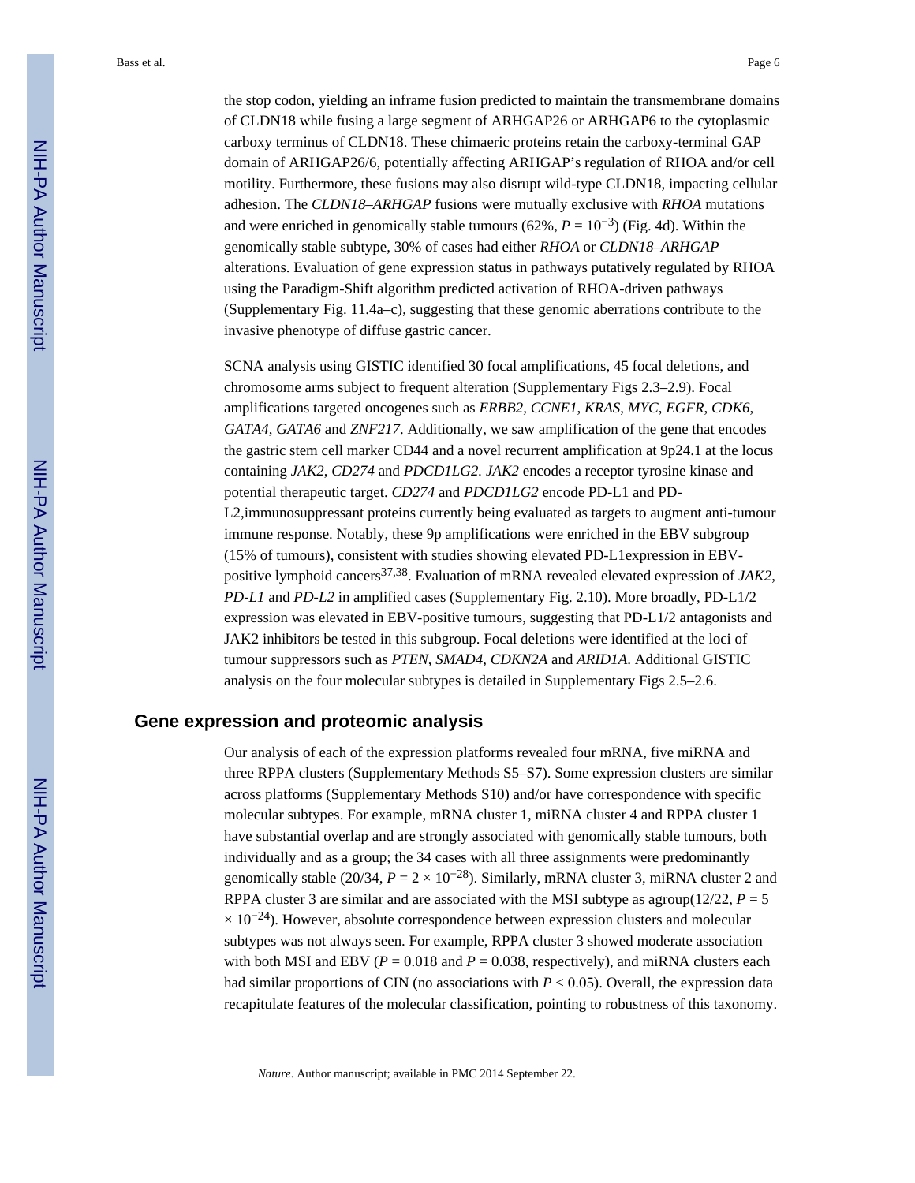the stop codon, yielding an inframe fusion predicted to maintain the transmembrane domains of CLDN18 while fusing a large segment of ARHGAP26 or ARHGAP6 to the cytoplasmic carboxy terminus of CLDN18. These chimaeric proteins retain the carboxy-terminal GAP domain of ARHGAP26/6, potentially affecting ARHGAP's regulation of RHOA and/or cell motility. Furthermore, these fusions may also disrupt wild-type CLDN18, impacting cellular adhesion. The *CLDN18–ARHGAP* fusions were mutually exclusive with *RHOA* mutations and were enriched in genomically stable tumours (62%, $P = 10^{-3}$) (Fig. 4d). Within the genomically stable subtype, 30% of cases had either *RHOA* or *CLDN18–ARHGAP* alterations. Evaluation of gene expression status in pathways putatively regulated by RHOA using the Paradigm-Shift algorithm predicted activation of RHOA-driven pathways (Supplementary Fig. 11.4a–c), suggesting that these genomic aberrations contribute to the invasive phenotype of diffuse gastric cancer.

SCNA analysis using GISTIC identified 30 focal amplifications, 45 focal deletions, and chromosome arms subject to frequent alteration (Supplementary Figs 2.3–2.9). Focal amplifications targeted oncogenes such as *ERBB2*, *CCNE1*, *KRAS*, *MYC*, *EGFR*, *CDK6*, *GATA4*, *GATA6* and *ZNF217*. Additionally, we saw amplification of the gene that encodes the gastric stem cell marker CD44 and a novel recurrent amplification at 9p24.1 at the locus containing *JAK2*, *CD274* and *PDCD1LG2. JAK2* encodes a receptor tyrosine kinase and potential therapeutic target. *CD274* and *PDCD1LG2* encode PD-L1 and PD-L2,immunosuppressant proteins currently being evaluated as targets to augment anti-tumour immune response. Notably, these 9p amplifications were enriched in the EBV subgroup (15% of tumours), consistent with studies showing elevated PD-L1expression in EBV-positive lymphoid cancers[37,38]. Evaluation of mRNA revealed elevated expression of *JAK2*, *PD-L1* and *PD-L2* in amplified cases (Supplementary Fig. 2.10). More broadly, PD-L1/2 expression was elevated in EBV-positive tumours, suggesting that PD-L1/2 antagonists and JAK2 inhibitors be tested in this subgroup. Focal deletions were identified at the loci of tumour suppressors such as *PTEN*, *SMAD4*, *CDKN2A* and *ARID1A*. Additional GISTIC analysis on the four molecular subtypes is detailed in Supplementary Figs 2.5–2.6.

## Gene expression and proteomic analysis

Our analysis of each of the expression platforms revealed four mRNA, five miRNA and three RPPA clusters (Supplementary Methods S5–S7). Some expression clusters are similar across platforms (Supplementary Methods S10) and/or have correspondence with specific molecular subtypes. For example, mRNA cluster 1, miRNA cluster 4 and RPPA cluster 1 have substantial overlap and are strongly associated with genomically stable tumours, both individually and as a group; the 34 cases with all three assignments were predominantly genomically stable (20/34, $P = 2 \times 10^{-28}$). Similarly, mRNA cluster 3, miRNA cluster 2 and RPPA cluster 3 are similar and are associated with the MSI subtype as agroup(12/22, $P = 5 \times 10^{-24}$). However, absolute correspondence between expression clusters and molecular subtypes was not always seen. For example, RPPA cluster 3 showed moderate association with both MSI and EBV ($P = 0.018$ and $P = 0.038$, respectively), and miRNA clusters each had similar proportions of CIN (no associations with $P < 0.05$). Overall, the expression data recapitulate features of the molecular classification, pointing to robustness of this taxonomy.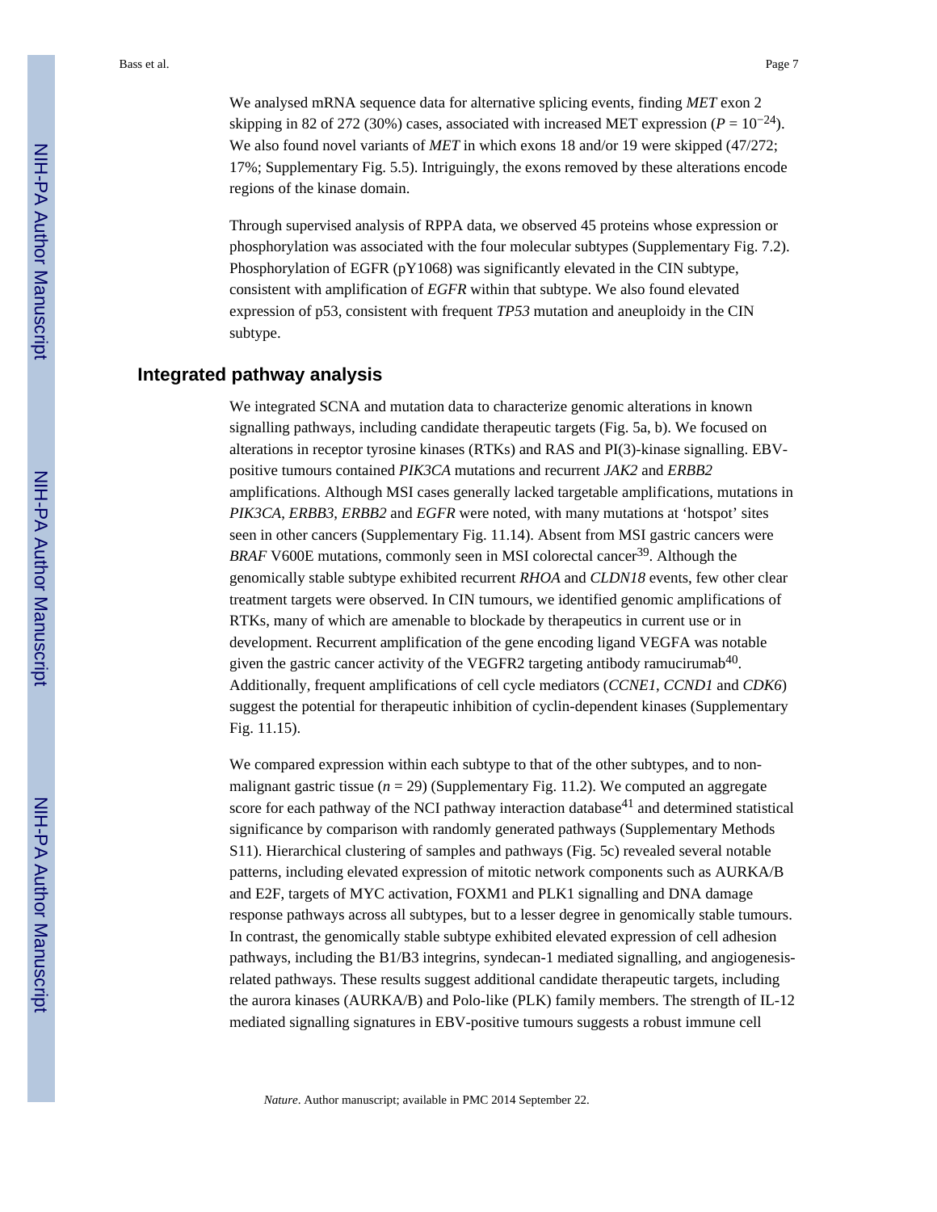We analysed mRNA sequence data for alternative splicing events, finding *MET* exon 2 skipping in 82 of 272 (30%) cases, associated with increased MET expression ($P = 10^{-24}$). We also found novel variants of *MET* in which exons 18 and/or 19 were skipped (47/272; 17%; Supplementary Fig. 5.5). Intriguingly, the exons removed by these alterations encode regions of the kinase domain.

Through supervised analysis of RPPA data, we observed 45 proteins whose expression or phosphorylation was associated with the four molecular subtypes (Supplementary Fig. 7.2). Phosphorylation of EGFR (pY1068) was significantly elevated in the CIN subtype, consistent with amplification of *EGFR* within that subtype. We also found elevated expression of p53, consistent with frequent *TP53* mutation and aneuploidy in the CIN subtype.

## Integrated pathway analysis

We integrated SCNA and mutation data to characterize genomic alterations in known signalling pathways, including candidate therapeutic targets (Fig. 5a, b). We focused on alterations in receptor tyrosine kinases (RTKs) and RAS and PI(3)-kinase signalling. EBV-positive tumours contained *PIK3CA* mutations and recurrent *JAK2* and *ERBB2* amplifications. Although MSI cases generally lacked targetable amplifications, mutations in *PIK3CA*, *ERBB3*, *ERBB2* and *EGFR* were noted, with many mutations at 'hotspot' sites seen in other cancers (Supplementary Fig. 11.14). Absent from MSI gastric cancers were *BRAF* V600E mutations, commonly seen in MSI colorectal cancer[39]. Although the genomically stable subtype exhibited recurrent *RHOA* and *CLDN18* events, few other clear treatment targets were observed. In CIN tumours, we identified genomic amplifications of RTKs, many of which are amenable to blockade by therapeutics in current use or in development. Recurrent amplification of the gene encoding ligand VEGFA was notable given the gastric cancer activity of the VEGFR2 targeting antibody ramucirumab[40]. Additionally, frequent amplifications of cell cycle mediators (*CCNE1*, *CCND1* and *CDK6*) suggest the potential for therapeutic inhibition of cyclin-dependent kinases (Supplementary Fig. 11.15).

We compared expression within each subtype to that of the other subtypes, and to non-malignant gastric tissue ($n = 29$) (Supplementary Fig. 11.2). We computed an aggregate score for each pathway of the NCI pathway interaction database[41] and determined statistical significance by comparison with randomly generated pathways (Supplementary Methods S11). Hierarchical clustering of samples and pathways (Fig. 5c) revealed several notable patterns, including elevated expression of mitotic network components such as AURKA/B and E2F, targets of MYC activation, FOXM1 and PLK1 signalling and DNA damage response pathways across all subtypes, but to a lesser degree in genomically stable tumours. In contrast, the genomically stable subtype exhibited elevated expression of cell adhesion pathways, including the B1/B3 integrins, syndecan-1 mediated signalling, and angiogenesis-related pathways. These results suggest additional candidate therapeutic targets, including the aurora kinases (AURKA/B) and Polo-like (PLK) family members. The strength of IL-12 mediated signalling signatures in EBV-positive tumours suggests a robust immune cell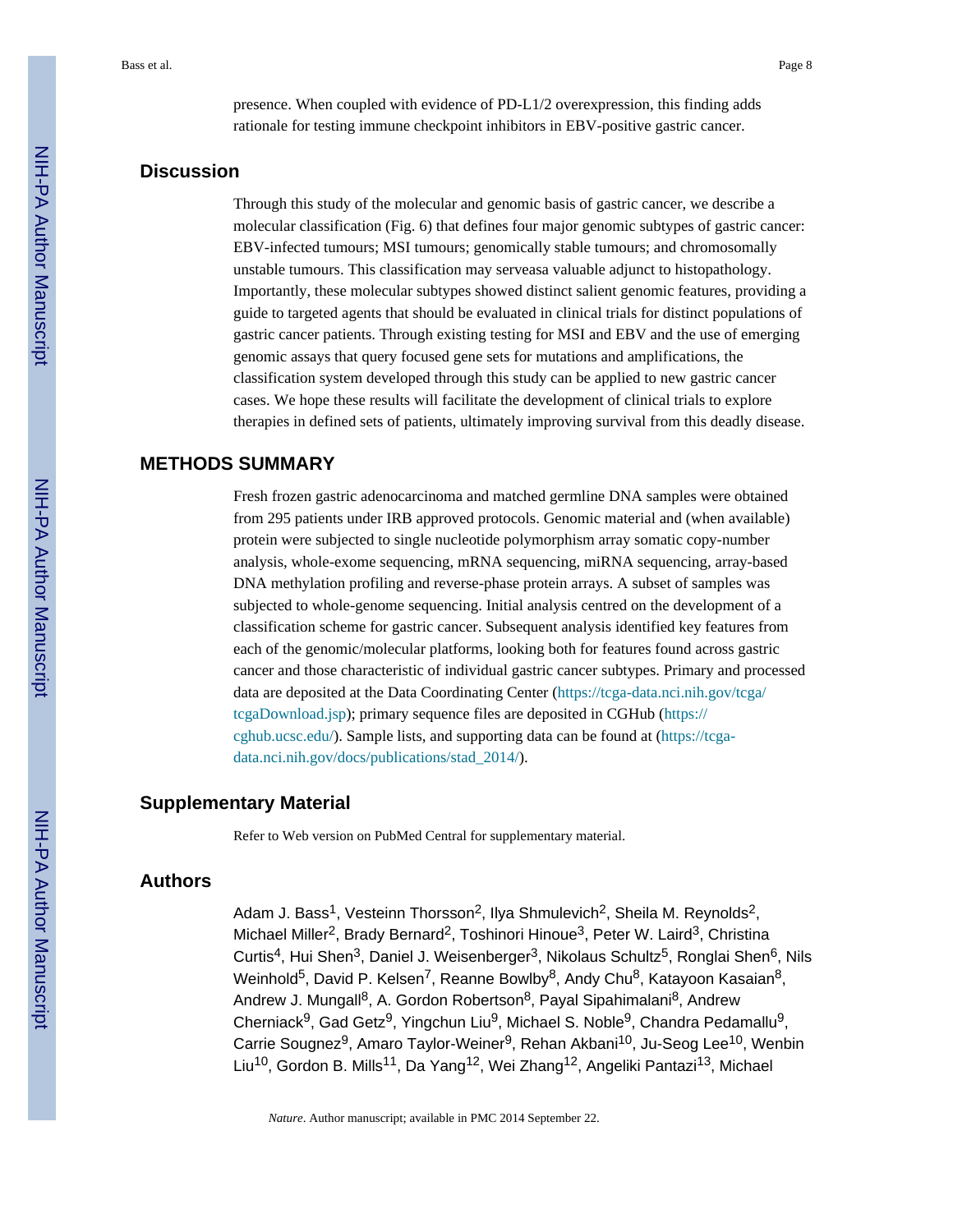presence. When coupled with evidence of PD-L1/2 overexpression, this finding adds rationale for testing immune checkpoint inhibitors in EBV-positive gastric cancer.

## Discussion

Through this study of the molecular and genomic basis of gastric cancer, we describe a molecular classification (Fig. 6) that defines four major genomic subtypes of gastric cancer: EBV-infected tumours; MSI tumours; genomically stable tumours; and chromosomally unstable tumours. This classification may serveasa valuable adjunct to histopathology. Importantly, these molecular subtypes showed distinct salient genomic features, providing a guide to targeted agents that should be evaluated in clinical trials for distinct populations of gastric cancer patients. Through existing testing for MSI and EBV and the use of emerging genomic assays that query focused gene sets for mutations and amplifications, the classification system developed through this study can be applied to new gastric cancer cases. We hope these results will facilitate the development of clinical trials to explore therapies in defined sets of patients, ultimately improving survival from this deadly disease.

## METHODS SUMMARY

Fresh frozen gastric adenocarcinoma and matched germline DNA samples were obtained from 295 patients under IRB approved protocols. Genomic material and (when available) protein were subjected to single nucleotide polymorphism array somatic copy-number analysis, whole-exome sequencing, mRNA sequencing, miRNA sequencing, array-based DNA methylation profiling and reverse-phase protein arrays. A subset of samples was subjected to whole-genome sequencing. Initial analysis centred on the development of a classification scheme for gastric cancer. Subsequent analysis identified key features from each of the genomic/molecular platforms, looking both for features found across gastric cancer and those characteristic of individual gastric cancer subtypes. Primary and processed data are deposited at the Data Coordinating Center (https://tcga-data.nci.nih.gov/tcga/tcgaDownload.jsp); primary sequence files are deposited in CGHub (https://cghub.ucsc.edu/). Sample lists, and supporting data can be found at (https://tcga-data.nci.nih.gov/docs/publications/stad_2014/).

## Supplementary Material

Refer to Web version on PubMed Central for supplementary material.

## Authors

Adam J. Bass[1], Vesteinn Thorsson[2], Ilya Shmulevich[2], Sheila M. Reynolds[2], Michael Miller[2], Brady Bernard[2], Toshinori Hinoue[3], Peter W. Laird[3], Christina Curtis[4], Hui Shen[3], Daniel J. Weisenberger[3], Nikolaus Schultz[5], Ronglai Shen[6], Nils Weinhold[5], David P. Kelsen[7], Reanne Bowlby[8], Andy Chu[8], Katayoon Kasaian[8], Andrew J. Mungall[8], A. Gordon Robertson[8], Payal Sipahimalani[8], Andrew Cherniack[9], Gad Getz[9], Yingchun Liu[9], Michael S. Noble[9], Chandra Pedamallu[9], Carrie Sougnez[9], Amaro Taylor-Weiner[9], Rehan Akbani[10], Ju-Seog Lee[10], Wenbin Liu[10], Gordon B. Mills[11], Da Yang[12], Wei Zhang[12], Angeliki Pantazi[13], Michael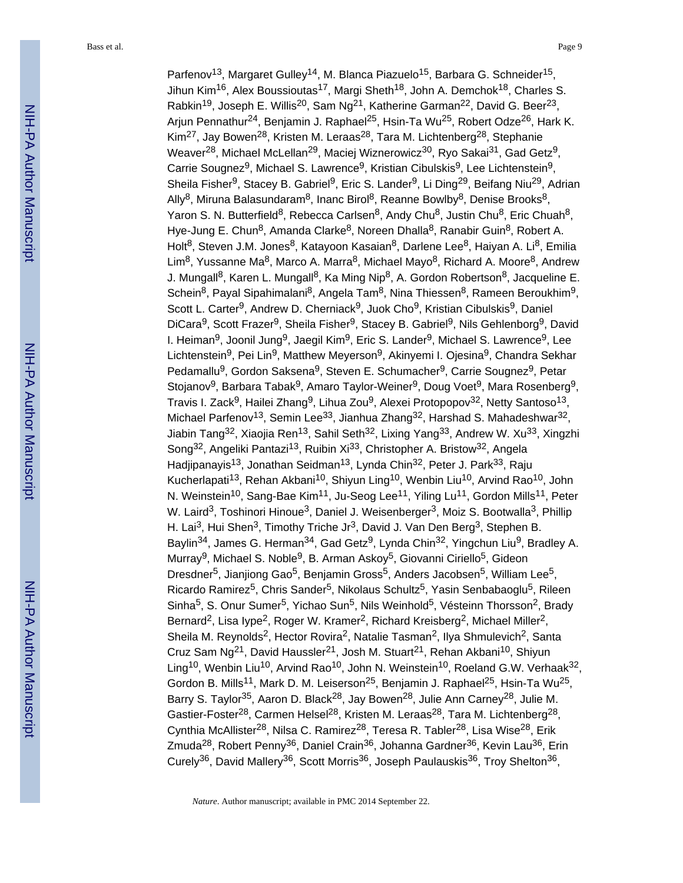Parfenov[13], Margaret Gulley[14], M. Blanca Piazuelo[15], Barbara G. Schneider[15], Jihun Kim[16], Alex Boussioutas[17], Margi Sheth[18], John A. Demchok[18], Charles S. Rabkin[19], Joseph E. Willis[20], Sam Ng[21], Katherine Garman[22], David G. Beer[23], Arjun Pennathur[24], Benjamin J. Raphael[25], Hsin-Ta Wu[25], Robert Odze[26], Hark K. Kim[27], Jay Bowen[28], Kristen M. Leraas[28], Tara M. Lichtenberg[28], Stephanie Weaver[28], Michael McLellan[29], Maciej Wiznerowicz[30], Ryo Sakai[31], Gad Getz[9], Carrie Sougnez[9], Michael S. Lawrence[9], Kristian Cibulskis[9], Lee Lichtenstein[9], Sheila Fisher[9], Stacey B. Gabriel[9], Eric S. Lander[9], Li Ding[29], Beifang Niu[29], Adrian Ally[8], Miruna Balasundaram[8], Inanc Birol[8], Reanne Bowlby[8], Denise Brooks[8], Yaron S. N. Butterfield[8], Rebecca Carlsen[8], Andy Chu[8], Justin Chu[8], Eric Chuah[8], Hye-Jung E. Chun[8], Amanda Clarke[8], Noreen Dhalla[8], Ranabir Guin[8], Robert A. Holt[8], Steven J.M. Jones[8], Katayoon Kasaian[8], Darlene Lee[8], Haiyan A. Li[8], Emilia Lim[8], Yussanne Ma[8], Marco A. Marra[8], Michael Mayo[8], Richard A. Moore[8], Andrew J. Mungall[8], Karen L. Mungall[8], Ka Ming Nip[8], A. Gordon Robertson[8], Jacqueline E. Schein[8], Payal Sipahimalani[8], Angela Tam[8], Nina Thiessen[8], Rameen Beroukhim[9], Scott L. Carter[9], Andrew D. Cherniack[9], Juok Cho[9], Kristian Cibulskis[9], Daniel DiCara[9], Scott Frazer[9], Sheila Fisher[9], Stacey B. Gabriel[9], Nils Gehlenborg[9], David I. Heiman[9], Joonil Jung[9], Jaegil Kim[9], Eric S. Lander[9], Michael S. Lawrence[9], Lee Lichtenstein[9], Pei Lin[9], Matthew Meyerson[9], Akinyemi I. Ojesina[9], Chandra Sekhar Pedamallu[9], Gordon Saksena[9], Steven E. Schumacher[9], Carrie Sougnez[9], Petar Stojanov[9], Barbara Tabak[9], Amaro Taylor-Weiner[9], Doug Voet[9], Mara Rosenberg[9], Travis I. Zack[9], Hailei Zhang[9], Lihua Zou[9], Alexei Protopopov[32], Netty Santoso[13], Michael Parfenov[13], Semin Lee[33], Jianhua Zhang[32], Harshad S. Mahadeshwar[32], Jiabin Tang[32], Xiaojia Ren[13], Sahil Seth[32], Lixing Yang[33], Andrew W. Xu[33], Xingzhi Song[32], Angeliki Pantazi[13], Ruibin Xi[33], Christopher A. Bristow[32], Angela Hadjipanayis[13], Jonathan Seidman[13], Lynda Chin[32], Peter J. Park[33], Raju Kucherlapati[13], Rehan Akbani[10], Shiyun Ling[10], Wenbin Liu[10], Arvind Rao[10], John N. Weinstein[10], Sang-Bae Kim[11], Ju-Seog Lee[11], Yiling Lu[11], Gordon Mills[11], Peter W. Laird[3], Toshinori Hinoue[3], Daniel J. Weisenberger[3], Moiz S. Bootwalla[3], Phillip H. Lai[3], Hui Shen[3], Timothy Triche Jr[3], David J. Van Den Berg[3], Stephen B. Baylin[34], James G. Herman[34], Gad Getz[9], Lynda Chin[32], Yingchun Liu[9], Bradley A. Murray[9], Michael S. Noble[9], B. Arman Askoy[5], Giovanni Ciriello[5], Gideon Dresdner[5], Jianjiong Gao[5], Benjamin Gross[5], Anders Jacobsen[5], William Lee[5], Ricardo Ramirez[5], Chris Sander[5], Nikolaus Schultz[5], Yasin Senbabaoglu[5], Rileen Sinha[5], S. Onur Sumer[5], Yichao Sun[5], Nils Weinhold[5], Vésteinn Thorsson[2], Brady Bernard[2], Lisa Iype[2], Roger W. Kramer[2], Richard Kreisberg[2], Michael Miller[2], Sheila M. Reynolds[2], Hector Rovira[2], Natalie Tasman[2], Ilya Shmulevich[2], Santa Cruz Sam Ng[21], David Haussler[21], Josh M. Stuart[21], Rehan Akbani[10], Shiyun Ling[10], Wenbin Liu[10], Arvind Rao[10], John N. Weinstein[10], Roeland G.W. Verhaak[32], Gordon B. Mills[11], Mark D. M. Leiserson[25], Benjamin J. Raphael[25], Hsin-Ta Wu[25], Barry S. Taylor[35], Aaron D. Black[28], Jay Bowen[28], Julie Ann Carney[28], Julie M. Gastier-Foster[28], Carmen Helsel[28], Kristen M. Leraas[28], Tara M. Lichtenberg[28], Cynthia McAllister[28], Nilsa C. Ramirez[28], Teresa R. Tabler[28], Lisa Wise[28], Erik Zmuda[28], Robert Penny[36], Daniel Crain[36], Johanna Gardner[36], Kevin Lau[36], Erin Curely[36], David Mallery[36], Scott Morris[36], Joseph Paulauskis[36], Troy Shelton[36],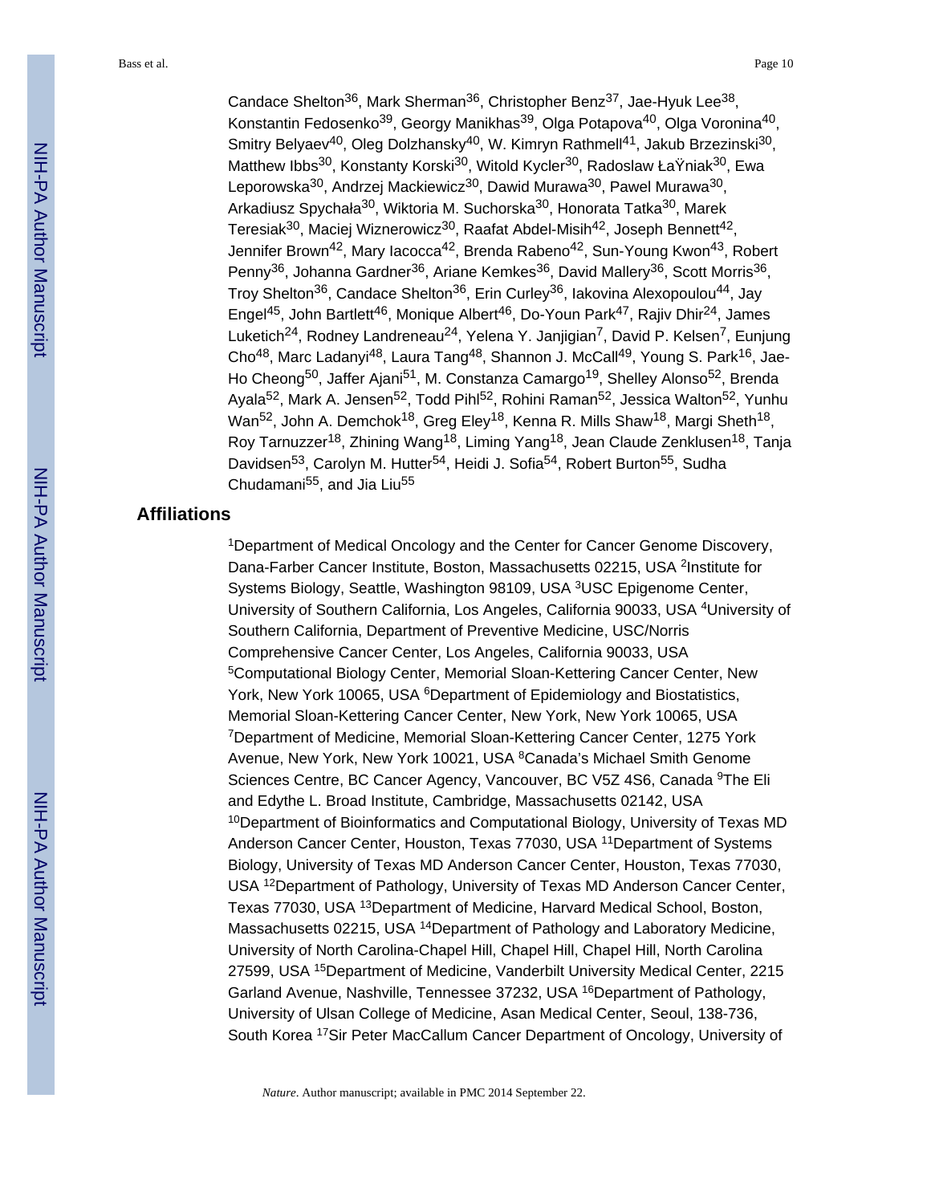Candace Shelton[36], Mark Sherman[36], Christopher Benz[37], Jae-Hyuk Lee[38], Konstantin Fedosenko[39], Georgy Manikhas[39], Olga Potapova[40], Olga Voronina[40], Smitry Belyaev[40], Oleg Dolzhansky[40], W. Kimryn Rathmell[41], Jakub Brzezinski[30], Matthew Ibbs[30], Konstanty Korski[30], Witold Kycler[30], Radoslaw ŁaŸniak[30], Ewa Leporowska[30], Andrzej Mackiewicz[30], Dawid Murawa[30], Pawel Murawa[30], Arkadiusz Spychała[30], Wiktoria M. Suchorska[30], Honorata Tatka[30], Marek Teresiak[30], Maciej Wiznerowicz[30], Raafat Abdel-Misih[42], Joseph Bennett[42], Jennifer Brown[42], Mary Iacocca[42], Brenda Rabeno[42], Sun-Young Kwon[43], Robert Penny[36], Johanna Gardner[36], Ariane Kemkes[36], David Mallery[36], Scott Morris[36], Troy Shelton[36], Candace Shelton[36], Erin Curley[36], Iakovina Alexopoulou[44], Jay Engel[45], John Bartlett[46], Monique Albert[46], Do-Youn Park[47], Rajiv Dhir[24], James Luketich[24], Rodney Landreneau[24], Yelena Y. Janjigian[7], David P. Kelsen[7], Eunjung Cho[48], Marc Ladanyi[48], Laura Tang[48], Shannon J. McCall[49], Young S. Park[16], Jae-Ho Cheong[50], Jaffer Ajani[51], M. Constanza Camargo[19], Shelley Alonso[52], Brenda Ayala[52], Mark A. Jensen[52], Todd Pihl[52], Rohini Raman[52], Jessica Walton[52], Yunhu Wan[52], John A. Demchok[18], Greg Eley[18], Kenna R. Mills Shaw[18], Margi Sheth[18], Roy Tarnuzzer[18], Zhining Wang[18], Liming Yang[18], Jean Claude Zenklusen[18], Tanja Davidsen[53], Carolyn M. Hutter[54], Heidi J. Sofia[54], Robert Burton[55], Sudha Chudamani[55], and Jia Liu[55]

## Affiliations

[1]Department of Medical Oncology and the Center for Cancer Genome Discovery, Dana-Farber Cancer Institute, Boston, Massachusetts 02215, USA [2]Institute for Systems Biology, Seattle, Washington 98109, USA [3]USC Epigenome Center, University of Southern California, Los Angeles, California 90033, USA [4]University of Southern California, Department of Preventive Medicine, USC/Norris Comprehensive Cancer Center, Los Angeles, California 90033, USA [5]Computational Biology Center, Memorial Sloan-Kettering Cancer Center, New York, New York 10065, USA [6]Department of Epidemiology and Biostatistics, Memorial Sloan-Kettering Cancer Center, New York, New York 10065, USA [7]Department of Medicine, Memorial Sloan-Kettering Cancer Center, 1275 York Avenue, New York, New York 10021, USA [8]Canada's Michael Smith Genome Sciences Centre, BC Cancer Agency, Vancouver, BC V5Z 4S6, Canada [9]The Eli and Edythe L. Broad Institute, Cambridge, Massachusetts 02142, USA [10]Department of Bioinformatics and Computational Biology, University of Texas MD Anderson Cancer Center, Houston, Texas 77030, USA [11]Department of Systems Biology, University of Texas MD Anderson Cancer Center, Houston, Texas 77030, USA [12]Department of Pathology, University of Texas MD Anderson Cancer Center, Texas 77030, USA [13]Department of Medicine, Harvard Medical School, Boston, Massachusetts 02215, USA [14]Department of Pathology and Laboratory Medicine, University of North Carolina-Chapel Hill, Chapel Hill, Chapel Hill, North Carolina 27599, USA [15]Department of Medicine, Vanderbilt University Medical Center, 2215 Garland Avenue, Nashville, Tennessee 37232, USA [16]Department of Pathology, University of Ulsan College of Medicine, Asan Medical Center, Seoul, 138-736, South Korea [17]Sir Peter MacCallum Cancer Department of Oncology, University of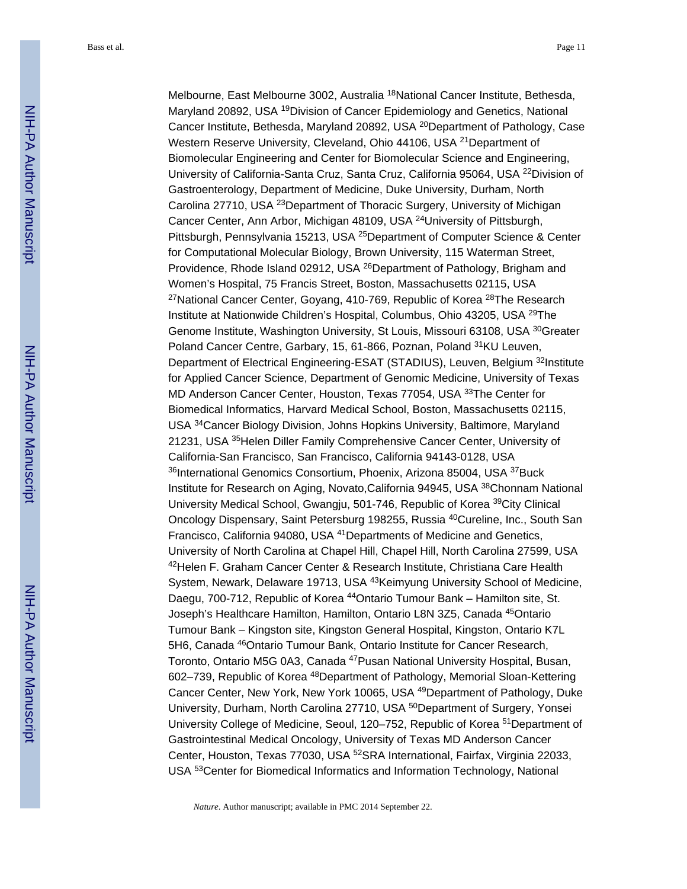Melbourne, East Melbourne 3002, Australia [18]National Cancer Institute, Bethesda, Maryland 20892, USA [19]Division of Cancer Epidemiology and Genetics, National Cancer Institute, Bethesda, Maryland 20892, USA [20]Department of Pathology, Case Western Reserve University, Cleveland, Ohio 44106, USA [21]Department of Biomolecular Engineering and Center for Biomolecular Science and Engineering, University of California-Santa Cruz, Santa Cruz, California 95064, USA [22]Division of Gastroenterology, Department of Medicine, Duke University, Durham, North Carolina 27710, USA [23]Department of Thoracic Surgery, University of Michigan Cancer Center, Ann Arbor, Michigan 48109, USA [24]University of Pittsburgh, Pittsburgh, Pennsylvania 15213, USA [25]Department of Computer Science & Center for Computational Molecular Biology, Brown University, 115 Waterman Street, Providence, Rhode Island 02912, USA [26]Department of Pathology, Brigham and Women's Hospital, 75 Francis Street, Boston, Massachusetts 02115, USA [27]National Cancer Center, Goyang, 410-769, Republic of Korea [28]The Research Institute at Nationwide Children's Hospital, Columbus, Ohio 43205, USA [29]The Genome Institute, Washington University, St Louis, Missouri 63108, USA [30]Greater Poland Cancer Centre, Garbary, 15, 61-866, Poznan, Poland [31]KU Leuven, Department of Electrical Engineering-ESAT (STADIUS), Leuven, Belgium [32]Institute for Applied Cancer Science, Department of Genomic Medicine, University of Texas MD Anderson Cancer Center, Houston, Texas 77054, USA [33]The Center for Biomedical Informatics, Harvard Medical School, Boston, Massachusetts 02115, USA [34]Cancer Biology Division, Johns Hopkins University, Baltimore, Maryland 21231, USA [35]Helen Diller Family Comprehensive Cancer Center, University of California-San Francisco, San Francisco, California 94143-0128, USA [36]International Genomics Consortium, Phoenix, Arizona 85004, USA [37]Buck Institute for Research on Aging, Novato,California 94945, USA [38]Chonnam National University Medical School, Gwangju, 501-746, Republic of Korea [39]City Clinical Oncology Dispensary, Saint Petersburg 198255, Russia [40]Cureline, Inc., South San Francisco, California 94080, USA [41]Departments of Medicine and Genetics, University of North Carolina at Chapel Hill, Chapel Hill, North Carolina 27599, USA [42]Helen F. Graham Cancer Center & Research Institute, Christiana Care Health System, Newark, Delaware 19713, USA [43]Keimyung University School of Medicine, Daegu, 700-712, Republic of Korea [44]Ontario Tumour Bank – Hamilton site, St. Joseph's Healthcare Hamilton, Hamilton, Ontario L8N 3Z5, Canada [45]Ontario Tumour Bank – Kingston site, Kingston General Hospital, Kingston, Ontario K7L 5H6, Canada [46]Ontario Tumour Bank, Ontario Institute for Cancer Research, Toronto, Ontario M5G 0A3, Canada [47]Pusan National University Hospital, Busan, 602–739, Republic of Korea [48]Department of Pathology, Memorial Sloan-Kettering Cancer Center, New York, New York 10065, USA [49]Department of Pathology, Duke University, Durham, North Carolina 27710, USA [50]Department of Surgery, Yonsei University College of Medicine, Seoul, 120–752, Republic of Korea [51]Department of Gastrointestinal Medical Oncology, University of Texas MD Anderson Cancer Center, Houston, Texas 77030, USA [52]SRA International, Fairfax, Virginia 22033, USA [53]Center for Biomedical Informatics and Information Technology, National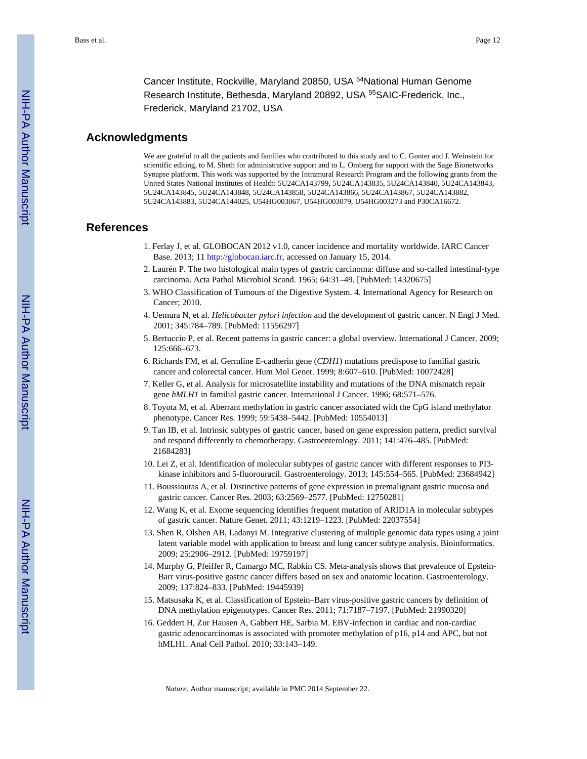Cancer Institute, Rockville, Maryland 20850, USA [54]National Human Genome Research Institute, Bethesda, Maryland 20892, USA [55]SAIC-Frederick, Inc., Frederick, Maryland 21702, USA

## Acknowledgments

We are grateful to all the patients and families who contributed to this study and to C. Gunter and J. Weinstein for scientific editing, to M. Sheth for administrative support and to L. Omberg for support with the Sage Bionetworks Synapse platform. This work was supported by the Intramural Research Program and the following grants from the United States National Institutes of Health: 5U24CA143799, 5U24CA143835, 5U24CA143840, 5U24CA143843, 5U24CA143845, 5U24CA143848, 5U24CA143858, 5U24CA143866, 5U24CA143867, 5U24CA143882, 5U24CA143883, 5U24CA144025, U54HG003067, U54HG003079, U54HG003273 and P30CA16672.

## References

1. Ferlay J, et al. GLOBOCAN 2012 v1.0, cancer incidence and mortality worldwide. IARC Cancer Base. 2013; 11 http://globocan.iarc.fr, accessed on January 15, 2014.
2. Laurén P. The two histological main types of gastric carcinoma: diffuse and so-called intestinal-type carcinoma. Acta Pathol Microbiol Scand. 1965; 64:31–49. [PubMed: 14320675]
3. WHO Classification of Tumours of the Digestive System. 4. International Agency for Research on Cancer; 2010.
4. Uemura N, et al. *Helicobacter pylori infection* and the development of gastric cancer. N Engl J Med. 2001; 345:784–789. [PubMed: 11556297]
5. Bertuccio P, et al. Recent patterns in gastric cancer: a global overview. International J Cancer. 2009; 125:666–673.
6. Richards FM, et al. Germline E-cadherin gene (*CDH1*) mutations predispose to familial gastric cancer and colorectal cancer. Hum Mol Genet. 1999; 8:607–610. [PubMed: 10072428]
7. Keller G, et al. Analysis for microsatellite instability and mutations of the DNA mismatch repair gene *hMLH1* in familial gastric cancer. International J Cancer. 1996; 68:571–576.
8. Toyota M, et al. Aberrant methylation in gastric cancer associated with the CpG island methylator phenotype. Cancer Res. 1999; 59:5438–5442. [PubMed: 10554013]
9. Tan IB, et al. Intrinsic subtypes of gastric cancer, based on gene expression pattern, predict survival and respond differently to chemotherapy. Gastroenterology. 2011; 141:476–485. [PubMed: 21684283]
10. Lei Z, et al. Identification of molecular subtypes of gastric cancer with different responses to PI3-kinase inhibitors and 5-fluorouracil. Gastroenterology. 2013; 145:554–565. [PubMed: 23684942]
11. Boussioutas A, et al. Distinctive patterns of gene expression in premalignant gastric mucosa and gastric cancer. Cancer Res. 2003; 63:2569–2577. [PubMed: 12750281]
12. Wang K, et al. Exome sequencing identifies frequent mutation of ARID1A in molecular subtypes of gastric cancer. Nature Genet. 2011; 43:1219–1223. [PubMed: 22037554]
13. Shen R, Olshen AB, Ladanyi M. Integrative clustering of multiple genomic data types using a joint latent variable model with application to breast and lung cancer subtype analysis. Bioinformatics. 2009; 25:2906–2912. [PubMed: 19759197]
14. Murphy G, Pfeiffer R, Camargo MC, Rabkin CS. Meta-analysis shows that prevalence of Epstein-Barr virus-positive gastric cancer differs based on sex and anatomic location. Gastroenterology. 2009; 137:824–833. [PubMed: 19445939]
15. Matsusaka K, et al. Classification of Epstein–Barr virus-positive gastric cancers by definition of DNA methylation epigenotypes. Cancer Res. 2011; 71:7187–7197. [PubMed: 21990320]
16. Geddert H, Zur Hausen A, Gabbert HE, Sarbia M. EBV-infection in cardiac and non-cardiac gastric adenocarcinomas is associated with promoter methylation of p16, p14 and APC, but not hMLH1. Anal Cell Pathol. 2010; 33:143–149.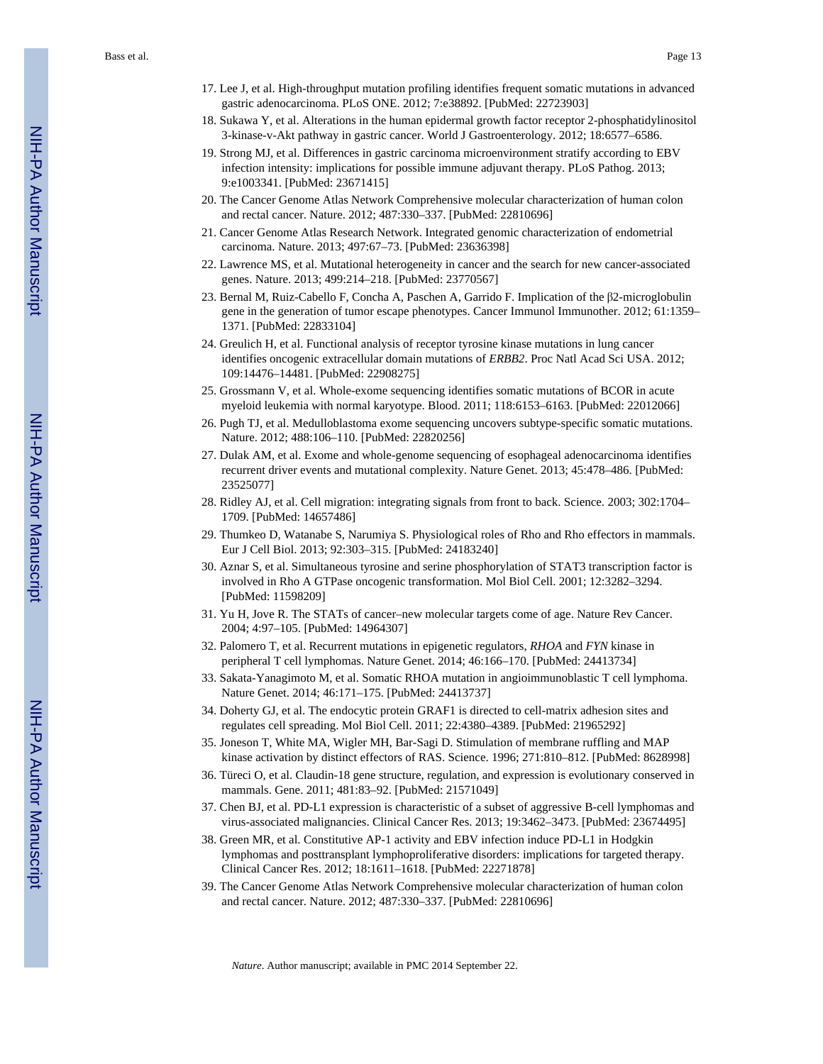17. Lee J, et al. High-throughput mutation profiling identifies frequent somatic mutations in advanced gastric adenocarcinoma. PLoS ONE. 2012; 7:e38892. [PubMed: 22723903]
18. Sukawa Y, et al. Alterations in the human epidermal growth factor receptor 2-phosphatidylinositol 3-kinase-v-Akt pathway in gastric cancer. World J Gastroenterology. 2012; 18:6577–6586.
19. Strong MJ, et al. Differences in gastric carcinoma microenvironment stratify according to EBV infection intensity: implications for possible immune adjuvant therapy. PLoS Pathog. 2013; 9:e1003341. [PubMed: 23671415]
20. The Cancer Genome Atlas Network Comprehensive molecular characterization of human colon and rectal cancer. Nature. 2012; 487:330–337. [PubMed: 22810696]
21. Cancer Genome Atlas Research Network. Integrated genomic characterization of endometrial carcinoma. Nature. 2013; 497:67–73. [PubMed: 23636398]
22. Lawrence MS, et al. Mutational heterogeneity in cancer and the search for new cancer-associated genes. Nature. 2013; 499:214–218. [PubMed: 23770567]
23. Bernal M, Ruiz-Cabello F, Concha A, Paschen A, Garrido F. Implication of the β2-microglobulin gene in the generation of tumor escape phenotypes. Cancer Immunol Immunother. 2012; 61:1359–1371. [PubMed: 22833104]
24. Greulich H, et al. Functional analysis of receptor tyrosine kinase mutations in lung cancer identifies oncogenic extracellular domain mutations of *ERBB2*. Proc Natl Acad Sci USA. 2012; 109:14476–14481. [PubMed: 22908275]
25. Grossmann V, et al. Whole-exome sequencing identifies somatic mutations of BCOR in acute myeloid leukemia with normal karyotype. Blood. 2011; 118:6153–6163. [PubMed: 22012066]
26. Pugh TJ, et al. Medulloblastoma exome sequencing uncovers subtype-specific somatic mutations. Nature. 2012; 488:106–110. [PubMed: 22820256]
27. Dulak AM, et al. Exome and whole-genome sequencing of esophageal adenocarcinoma identifies recurrent driver events and mutational complexity. Nature Genet. 2013; 45:478–486. [PubMed: 23525077]
28. Ridley AJ, et al. Cell migration: integrating signals from front to back. Science. 2003; 302:1704–1709. [PubMed: 14657486]
29. Thumkeo D, Watanabe S, Narumiya S. Physiological roles of Rho and Rho effectors in mammals. Eur J Cell Biol. 2013; 92:303–315. [PubMed: 24183240]
30. Aznar S, et al. Simultaneous tyrosine and serine phosphorylation of STAT3 transcription factor is involved in Rho A GTPase oncogenic transformation. Mol Biol Cell. 2001; 12:3282–3294. [PubMed: 11598209]
31. Yu H, Jove R. The STATs of cancer–new molecular targets come of age. Nature Rev Cancer. 2004; 4:97–105. [PubMed: 14964307]
32. Palomero T, et al. Recurrent mutations in epigenetic regulators, *RHOA* and *FYN* kinase in peripheral T cell lymphomas. Nature Genet. 2014; 46:166–170. [PubMed: 24413734]
33. Sakata-Yanagimoto M, et al. Somatic RHOA mutation in angioimmunoblastic T cell lymphoma. Nature Genet. 2014; 46:171–175. [PubMed: 24413737]
34. Doherty GJ, et al. The endocytic protein GRAF1 is directed to cell-matrix adhesion sites and regulates cell spreading. Mol Biol Cell. 2011; 22:4380–4389. [PubMed: 21965292]
35. Joneson T, White MA, Wigler MH, Bar-Sagi D. Stimulation of membrane ruffling and MAP kinase activation by distinct effectors of RAS. Science. 1996; 271:810–812. [PubMed: 8628998]
36. Türeci O, et al. Claudin-18 gene structure, regulation, and expression is evolutionary conserved in mammals. Gene. 2011; 481:83–92. [PubMed: 21571049]
37. Chen BJ, et al. PD-L1 expression is characteristic of a subset of aggressive B-cell lymphomas and virus-associated malignancies. Clinical Cancer Res. 2013; 19:3462–3473. [PubMed: 23674495]
38. Green MR, et al. Constitutive AP-1 activity and EBV infection induce PD-L1 in Hodgkin lymphomas and posttransplant lymphoproliferative disorders: implications for targeted therapy. Clinical Cancer Res. 2012; 18:1611–1618. [PubMed: 22271878]
39. The Cancer Genome Atlas Network Comprehensive molecular characterization of human colon and rectal cancer. Nature. 2012; 487:330–337. [PubMed: 22810696]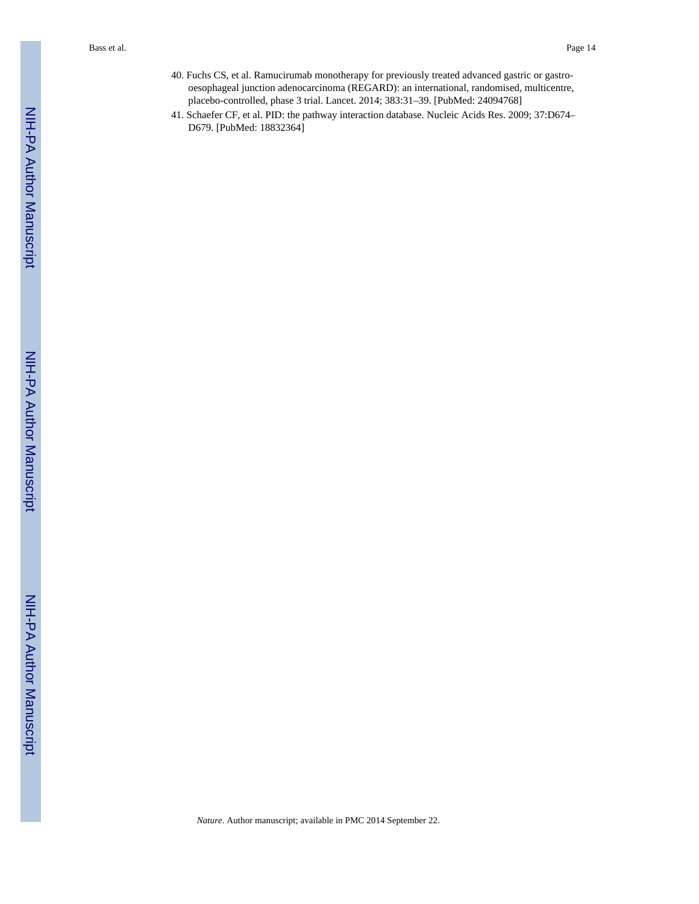40. Fuchs CS, et al. Ramucirumab monotherapy for previously treated advanced gastric or gastro-oesophageal junction adenocarcinoma (REGARD): an international, randomised, multicentre, placebo-controlled, phase 3 trial. Lancet. 2014; 383:31–39. [PubMed: 24094768]
41. Schaefer CF, et al. PID: the pathway interaction database. Nucleic Acids Res. 2009; 37:D674–D679. [PubMed: 18832364]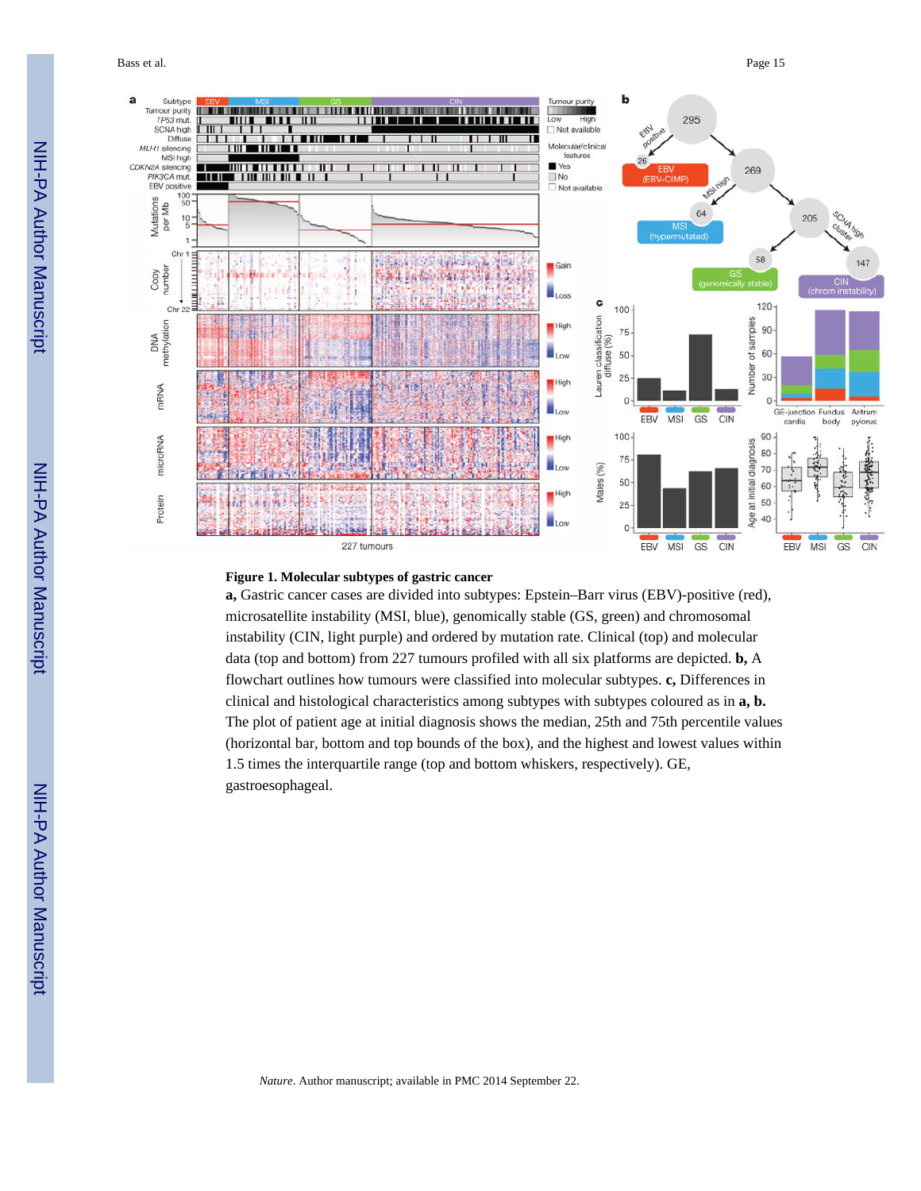**Figure 1. Molecular subtypes of gastric cancer**

**a,** Gastric cancer cases are divided into subtypes: Epstein–Barr virus (EBV)-positive (red), microsatellite instability (MSI, blue), genomically stable (GS, green) and chromosomal instability (CIN, light purple) and ordered by mutation rate. Clinical (top) and molecular data (top and bottom) from 227 tumours profiled with all six platforms are depicted. **b,** A flowchart outlines how tumours were classified into molecular subtypes. **c,** Differences in clinical and histological characteristics among subtypes with subtypes coloured as in **a, b.** The plot of patient age at initial diagnosis shows the median, 25th and 75th percentile values (horizontal bar, bottom and top bounds of the box), and the highest and lowest values within 1.5 times the interquartile range (top and bottom whiskers, respectively). GE, gastroesophageal.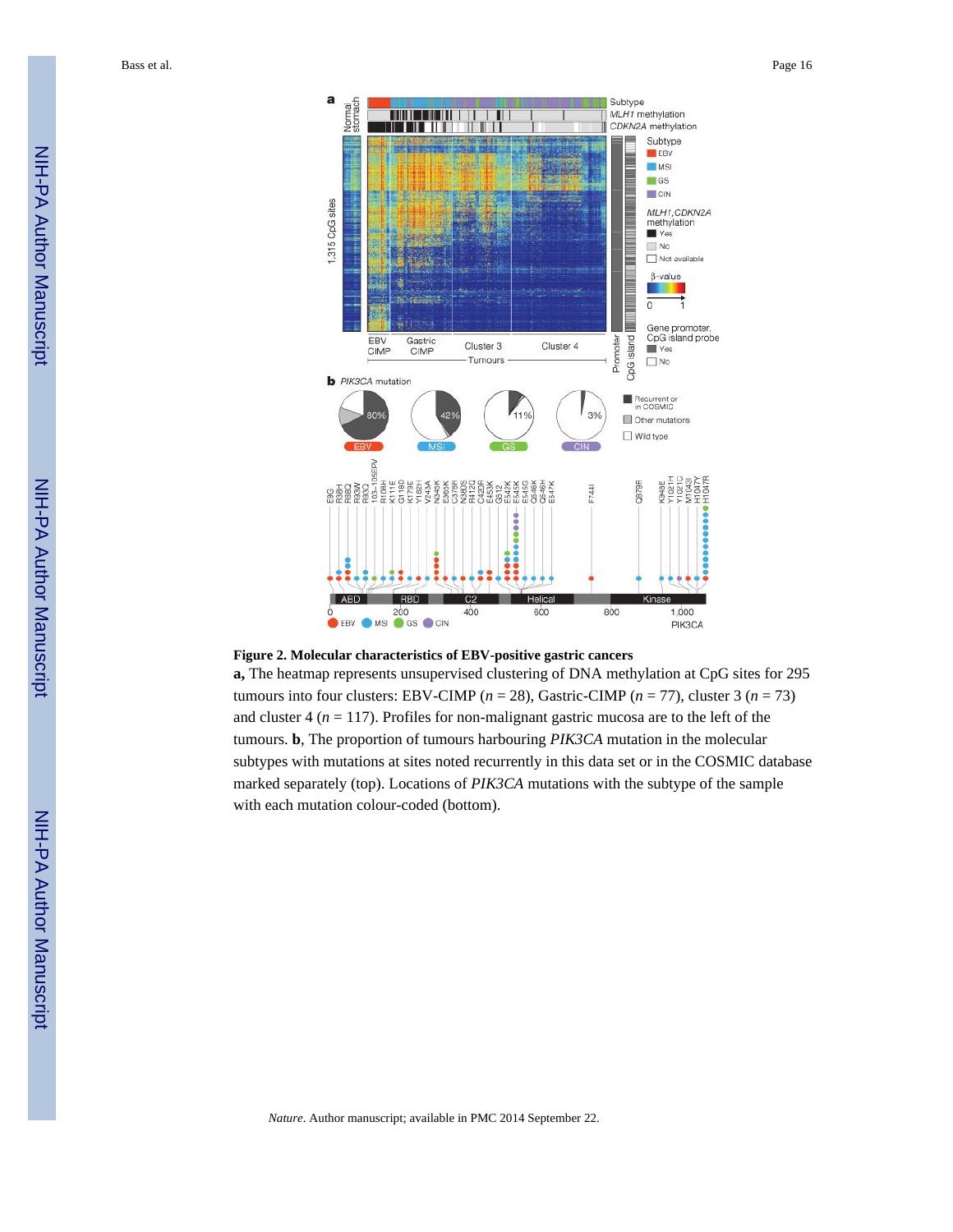**Figure 2. Molecular characteristics of EBV-positive gastric cancers**

**a,** The heatmap represents unsupervised clustering of DNA methylation at CpG sites for 295 tumours into four clusters: EBV-CIMP (*n* = 28), Gastric-CIMP (*n* = 77), cluster 3 (*n* = 73) and cluster 4 (*n* = 117). Profiles for non-malignant gastric mucosa are to the left of the tumours. **b**, The proportion of tumours harbouring *PIK3CA* mutation in the molecular subtypes with mutations at sites noted recurrently in this data set or in the COSMIC database marked separately (top). Locations of *PIK3CA* mutations with the subtype of the sample with each mutation colour-coded (bottom).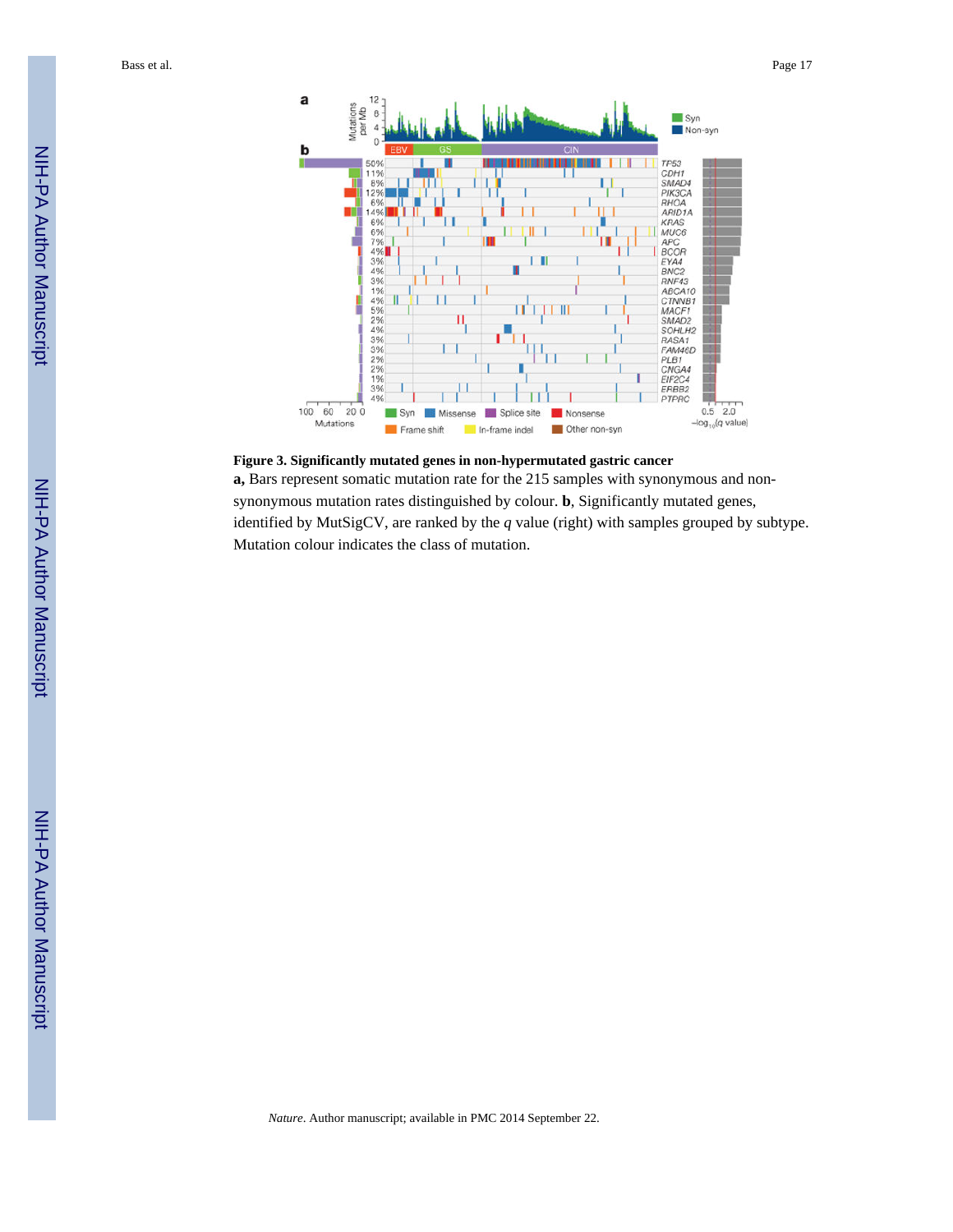**Figure 3. Significantly mutated genes in non-hypermutated gastric cancer**

**a,** Bars represent somatic mutation rate for the 215 samples with synonymous and non-synonymous mutation rates distinguished by colour. **b**, Significantly mutated genes, identified by MutSigCV, are ranked by the *q* value (right) with samples grouped by subtype. Mutation colour indicates the class of mutation.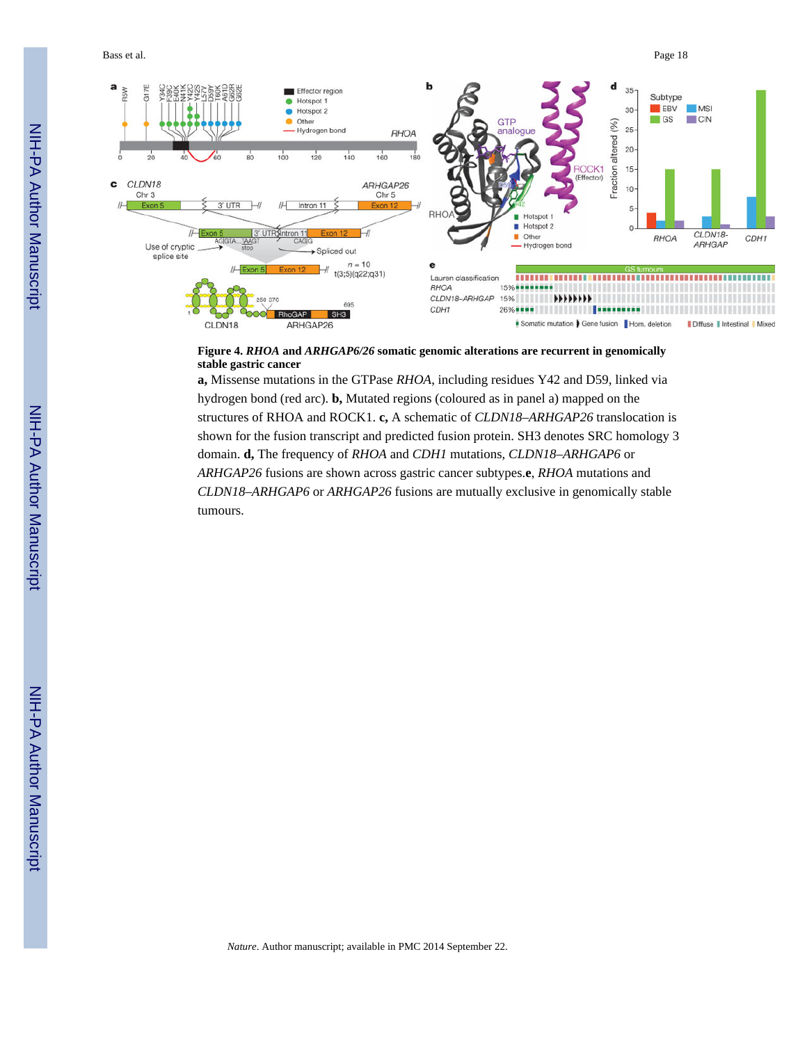**Figure 4. *RHOA* and *ARHGAP6/26* somatic genomic alterations are recurrent in genomically stable gastric cancer**

**a,** Missense mutations in the GTPase *RHOA*, including residues Y42 and D59, linked via hydrogen bond (red arc). **b,** Mutated regions (coloured as in panel a) mapped on the structures of RHOA and ROCK1. **c,** A schematic of *CLDN18–ARHGAP26* translocation is shown for the fusion transcript and predicted fusion protein. SH3 denotes SRC homology 3 domain. **d,** The frequency of *RHOA* and *CDH1* mutations, *CLDN18–ARHGAP6* or *ARHGAP26* fusions are shown across gastric cancer subtypes.**e**, *RHOA* mutations and *CLDN18–ARHGAP6* or *ARHGAP26* fusions are mutually exclusive in genomically stable tumours.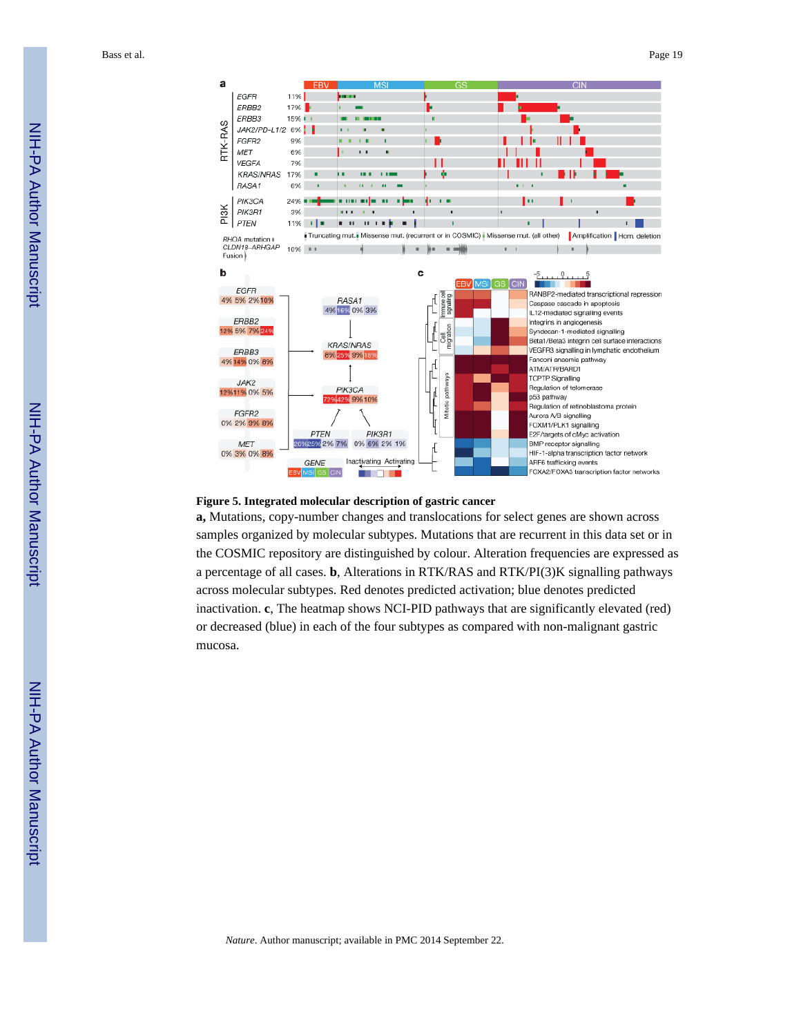**Figure 5. Integrated molecular description of gastric cancer**

**a,** Mutations, copy-number changes and translocations for select genes are shown across samples organized by molecular subtypes. Mutations that are recurrent in this data set or in the COSMIC repository are distinguished by colour. Alteration frequencies are expressed as a percentage of all cases. **b**, Alterations in RTK/RAS and RTK/PI(3)K signalling pathways across molecular subtypes. Red denotes predicted activation; blue denotes predicted inactivation. **c**, The heatmap shows NCI-PID pathways that are significantly elevated (red) or decreased (blue) in each of the four subtypes as compared with non-malignant gastric mucosa.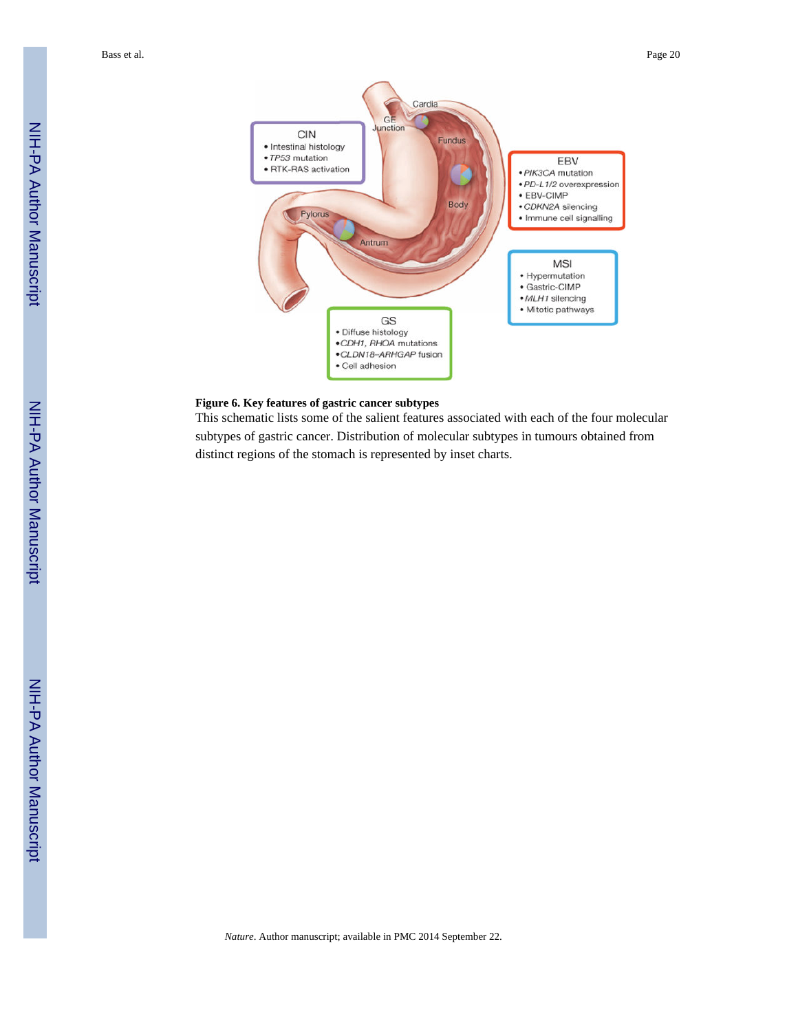Cardia

GE Junction

Fundus

Body

Pylorus

Antrum

CIN

- Intestinal histology
- *TP53* mutation
- RTK-RAS activation

EBV

- *PIK3CA* mutation
- *PD-L1/2* overexpression
- EBV-CIMP
- *CDKN2A* silencing
- Immune cell signalling

MSI

- Hypermutation
- Gastric-CIMP
- *MLH1* silencing
- Mitotic pathways

GS

- Diffuse histology
- *CDH1*, *RHOA* mutations
- *CLDN18–ARHGAP* fusion
- Cell adhesion

**Figure 6. Key features of gastric cancer subtypes**

This schematic lists some of the salient features associated with each of the four molecular subtypes of gastric cancer. Distribution of molecular subtypes in tumours obtained from distinct regions of the stomach is represented by inset charts.